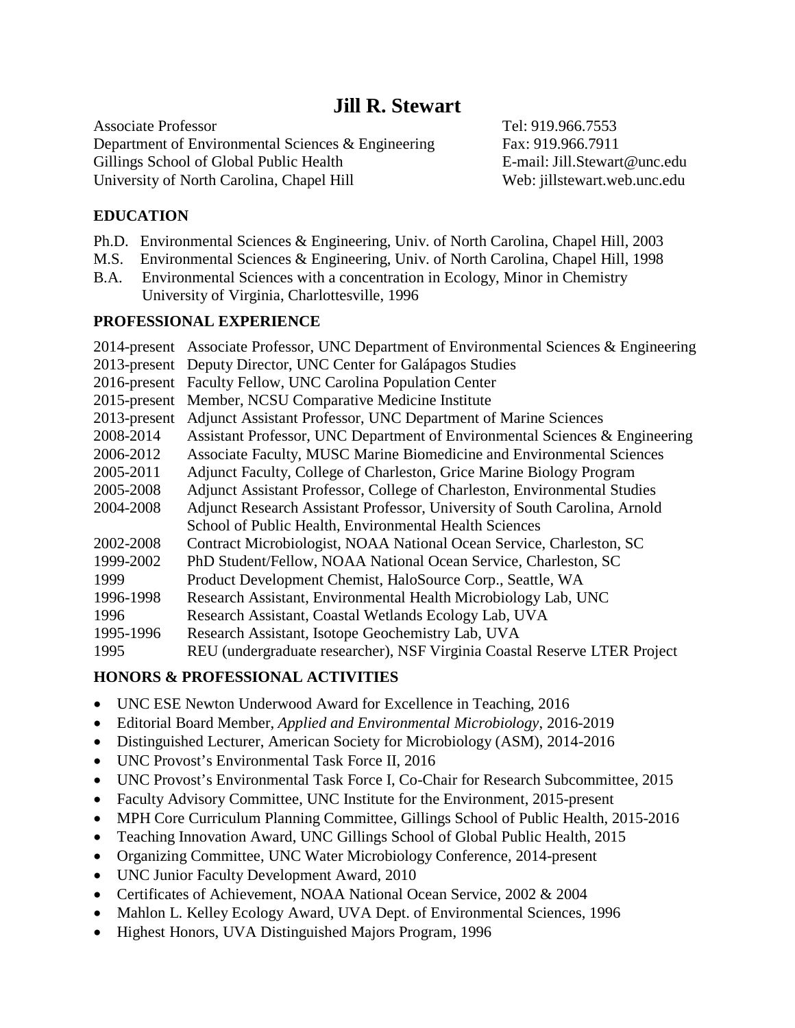# Jill R. Stewart

Associate Professor
Department of Environmental Sciences & Engineering
Gillings School of Global Public Health
University of North Carolina, Chapel Hill

Tel: 919.966.7553
Fax: 919.966.7911
E-mail: Jill.Stewart@unc.edu
Web: jillstewart.web.unc.edu

## EDUCATION

Ph.D. Environmental Sciences & Engineering, Univ. of North Carolina, Chapel Hill, 2003
M.S. Environmental Sciences & Engineering, Univ. of North Carolina, Chapel Hill, 1998
B.A. Environmental Sciences with a concentration in Ecology, Minor in Chemistry
University of Virginia, Charlottesville, 1996

## PROFESSIONAL EXPERIENCE

2014-present Associate Professor, UNC Department of Environmental Sciences & Engineering
2013-present Deputy Director, UNC Center for Galápagos Studies
2016-present Faculty Fellow, UNC Carolina Population Center
2015-present Member, NCSU Comparative Medicine Institute
2013-present Adjunct Assistant Professor, UNC Department of Marine Sciences
2008-2014 Assistant Professor, UNC Department of Environmental Sciences & Engineering
2006-2012 Associate Faculty, MUSC Marine Biomedicine and Environmental Sciences
2005-2011 Adjunct Faculty, College of Charleston, Grice Marine Biology Program
2005-2008 Adjunct Assistant Professor, College of Charleston, Environmental Studies
2004-2008 Adjunct Research Assistant Professor, University of South Carolina, Arnold School of Public Health, Environmental Health Sciences
2002-2008 Contract Microbiologist, NOAA National Ocean Service, Charleston, SC
1999-2002 PhD Student/Fellow, NOAA National Ocean Service, Charleston, SC
1999 Product Development Chemist, HaloSource Corp., Seattle, WA
1996-1998 Research Assistant, Environmental Health Microbiology Lab, UNC
1996 Research Assistant, Coastal Wetlands Ecology Lab, UVA
1995-1996 Research Assistant, Isotope Geochemistry Lab, UVA
1995 REU (undergraduate researcher), NSF Virginia Coastal Reserve LTER Project

## HONORS & PROFESSIONAL ACTIVITIES

- UNC ESE Newton Underwood Award for Excellence in Teaching, 2016
- Editorial Board Member, *Applied and Environmental Microbiology*, 2016-2019
- Distinguished Lecturer, American Society for Microbiology (ASM), 2014-2016
- UNC Provost's Environmental Task Force II, 2016
- UNC Provost's Environmental Task Force I, Co-Chair for Research Subcommittee, 2015
- Faculty Advisory Committee, UNC Institute for the Environment, 2015-present
- MPH Core Curriculum Planning Committee, Gillings School of Public Health, 2015-2016
- Teaching Innovation Award, UNC Gillings School of Global Public Health, 2015
- Organizing Committee, UNC Water Microbiology Conference, 2014-present
- UNC Junior Faculty Development Award, 2010
- Certificates of Achievement, NOAA National Ocean Service, 2002 & 2004
- Mahlon L. Kelley Ecology Award, UVA Dept. of Environmental Sciences, 1996
- Highest Honors, UVA Distinguished Majors Program, 1996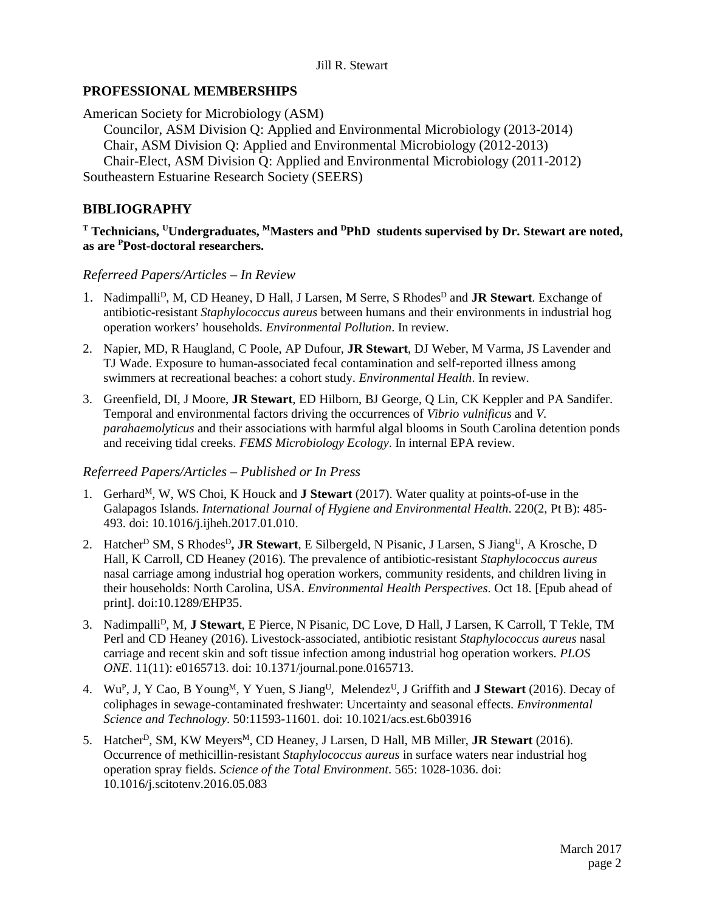## PROFESSIONAL MEMBERSHIPS

American Society for Microbiology (ASM)

Councilor, ASM Division Q: Applied and Environmental Microbiology (2013-2014)
Chair, ASM Division Q: Applied and Environmental Microbiology (2012-2013)
Chair-Elect, ASM Division Q: Applied and Environmental Microbiology (2011-2012)

Southeastern Estuarine Research Society (SEERS)

## BIBLIOGRAPHY

**[T] Technicians, [U]Undergraduates, [M]Masters and [D]PhD students supervised by Dr. Stewart are noted, as are [P]Post-doctoral researchers.**

### *Referreed Papers/Articles – In Review*

1. Nadimpalli[D], M, CD Heaney, D Hall, J Larsen, M Serre, S Rhodes[D] and **JR Stewart**. Exchange of antibiotic-resistant *Staphylococcus aureus* between humans and their environments in industrial hog operation workers' households. *Environmental Pollution*. In review.
2. Napier, MD, R Haugland, C Poole, AP Dufour, **JR Stewart**, DJ Weber, M Varma, JS Lavender and TJ Wade. Exposure to human-associated fecal contamination and self-reported illness among swimmers at recreational beaches: a cohort study. *Environmental Health*. In review.
3. Greenfield, DI, J Moore, **JR Stewart**, ED Hilborn, BJ George, Q Lin, CK Keppler and PA Sandifer. Temporal and environmental factors driving the occurrences of *Vibrio vulnificus* and *V. parahaemolyticus* and their associations with harmful algal blooms in South Carolina detention ponds and receiving tidal creeks. *FEMS Microbiology Ecology*. In internal EPA review.

### *Referreed Papers/Articles – Published or In Press*

1. Gerhard[M], W, WS Choi, K Houck and **J Stewart** (2017). Water quality at points-of-use in the Galapagos Islands. *International Journal of Hygiene and Environmental Health*. 220(2, Pt B): 485-493. doi: 10.1016/j.ijheh.2017.01.010.
2. Hatcher[D] SM, S Rhodes[D]**, JR Stewart**, E Silbergeld, N Pisanic, J Larsen, S Jiang[U], A Krosche, D Hall, K Carroll, CD Heaney (2016). The prevalence of antibiotic-resistant *Staphylococcus aureus* nasal carriage among industrial hog operation workers, community residents, and children living in their households: North Carolina, USA. *Environmental Health Perspectives*. Oct 18. [Epub ahead of print]. doi:10.1289/EHP35.
3. Nadimpalli[D], M, **J Stewart**, E Pierce, N Pisanic, DC Love, D Hall, J Larsen, K Carroll, T Tekle, TM Perl and CD Heaney (2016). Livestock-associated, antibiotic resistant *Staphylococcus aureus* nasal carriage and recent skin and soft tissue infection among industrial hog operation workers. *PLOS ONE*. 11(11): e0165713. doi: 10.1371/journal.pone.0165713.
4. Wu[P], J, Y Cao, B Young[M], Y Yuen, S Jiang[U], Melendez[U], J Griffith and **J Stewart** (2016). Decay of coliphages in sewage-contaminated freshwater: Uncertainty and seasonal effects. *Environmental Science and Technology*. 50:11593-11601. doi: 10.1021/acs.est.6b03916
5. Hatcher[D], SM, KW Meyers[M], CD Heaney, J Larsen, D Hall, MB Miller, **JR Stewart** (2016). Occurrence of methicillin-resistant *Staphylococcus aureus* in surface waters near industrial hog operation spray fields. *Science of the Total Environment*. 565: 1028-1036. doi: 10.1016/j.scitotenv.2016.05.083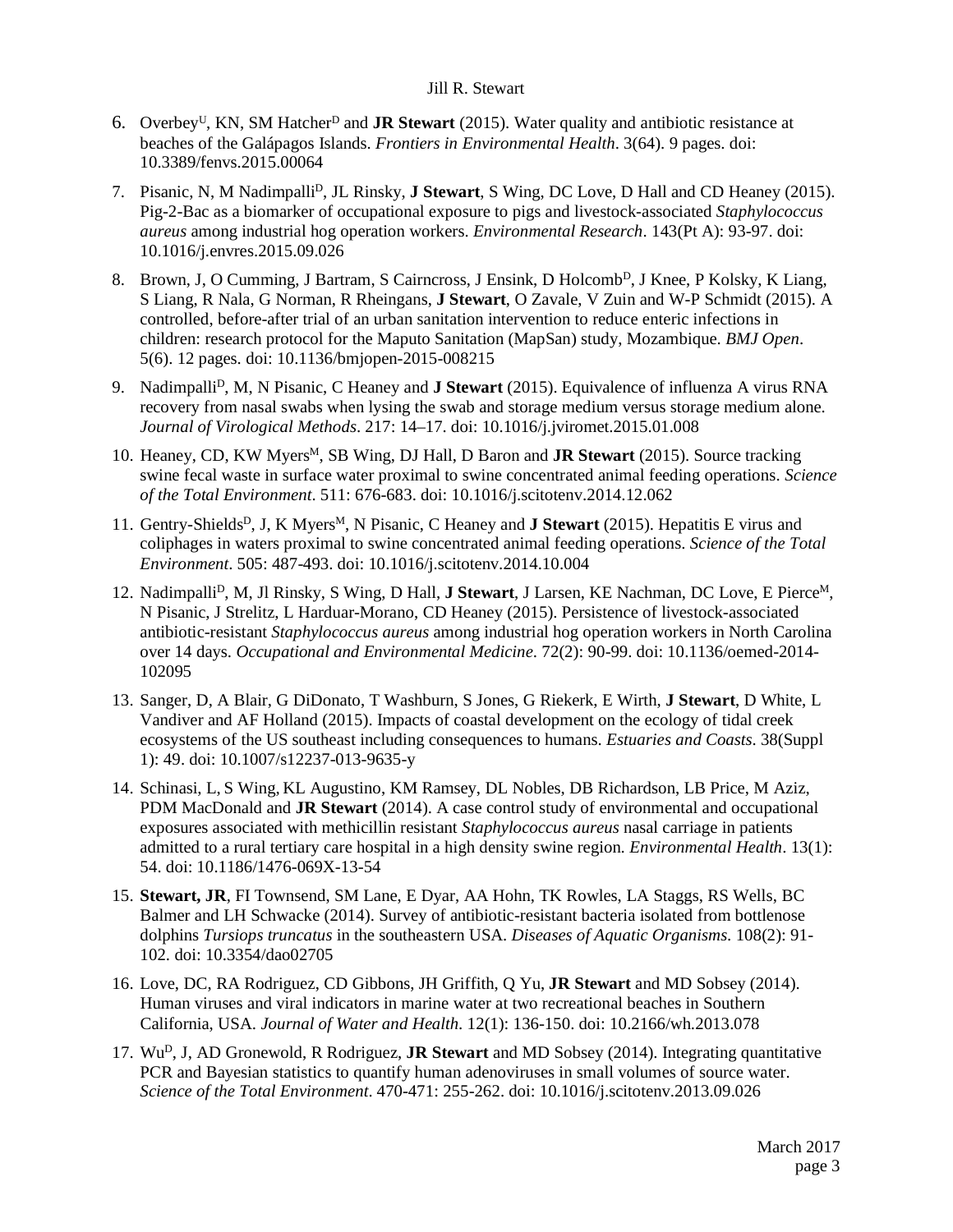6. Overbey[U], KN, SM Hatcher[D] and **JR Stewart** (2015). Water quality and antibiotic resistance at beaches of the Galápagos Islands. *Frontiers in Environmental Health*. 3(64). 9 pages. doi: 10.3389/fenvs.2015.00064

7. Pisanic, N, M Nadimpalli[D], JL Rinsky, **J Stewart**, S Wing, DC Love, D Hall and CD Heaney (2015). Pig-2-Bac as a biomarker of occupational exposure to pigs and livestock-associated *Staphylococcus aureus* among industrial hog operation workers. *Environmental Research*. 143(Pt A): 93-97. doi: 10.1016/j.envres.2015.09.026

8. Brown, J, O Cumming, J Bartram, S Cairncross, J Ensink, D Holcomb[D], J Knee, P Kolsky, K Liang, S Liang, R Nala, G Norman, R Rheingans, **J Stewart**, O Zavale, V Zuin and W-P Schmidt (2015). A controlled, before-after trial of an urban sanitation intervention to reduce enteric infections in children: research protocol for the Maputo Sanitation (MapSan) study, Mozambique. *BMJ Open*. 5(6). 12 pages. doi: 10.1136/bmjopen-2015-008215

9. Nadimpalli[D], M, N Pisanic, C Heaney and **J Stewart** (2015). Equivalence of influenza A virus RNA recovery from nasal swabs when lysing the swab and storage medium versus storage medium alone. *Journal of Virological Methods*. 217: 14–17. doi: 10.1016/j.jviromet.2015.01.008

10. Heaney, CD, KW Myers[M], SB Wing, DJ Hall, D Baron and **JR Stewart** (2015). Source tracking swine fecal waste in surface water proximal to swine concentrated animal feeding operations. *Science of the Total Environment*. 511: 676-683. doi: 10.1016/j.scitotenv.2014.12.062

11. Gentry-Shields[D], J, K Myers[M], N Pisanic, C Heaney and **J Stewart** (2015). Hepatitis E virus and coliphages in waters proximal to swine concentrated animal feeding operations. *Science of the Total Environment*. 505: 487-493. doi: 10.1016/j.scitotenv.2014.10.004

12. Nadimpalli[D], M, Jl Rinsky, S Wing, D Hall, **J Stewart**, J Larsen, KE Nachman, DC Love, E Pierce[M], N Pisanic, J Strelitz, L Harduar-Morano, CD Heaney (2015). Persistence of livestock-associated antibiotic-resistant *Staphylococcus aureus* among industrial hog operation workers in North Carolina over 14 days. *Occupational and Environmental Medicine*. 72(2): 90-99. doi: 10.1136/oemed-2014-102095

13. Sanger, D, A Blair, G DiDonato, T Washburn, S Jones, G Riekerk, E Wirth, **J Stewart**, D White, L Vandiver and AF Holland (2015). Impacts of coastal development on the ecology of tidal creek ecosystems of the US southeast including consequences to humans. *Estuaries and Coasts*. 38(Suppl 1): 49. doi: 10.1007/s12237-013-9635-y

14. Schinasi, L, S Wing, KL Augustino, KM Ramsey, DL Nobles, DB Richardson, LB Price, M Aziz, PDM MacDonald and **JR Stewart** (2014). A case control study of environmental and occupational exposures associated with methicillin resistant *Staphylococcus aureus* nasal carriage in patients admitted to a rural tertiary care hospital in a high density swine region. *Environmental Health*. 13(1): 54. doi: 10.1186/1476-069X-13-54

15. **Stewart, JR**, FI Townsend, SM Lane, E Dyar, AA Hohn, TK Rowles, LA Staggs, RS Wells, BC Balmer and LH Schwacke (2014). Survey of antibiotic-resistant bacteria isolated from bottlenose dolphins *Tursiops truncatus* in the southeastern USA. *Diseases of Aquatic Organisms*. 108(2): 91-102. doi: 10.3354/dao02705

16. Love, DC, RA Rodriguez, CD Gibbons, JH Griffith, Q Yu, **JR Stewart** and MD Sobsey (2014). Human viruses and viral indicators in marine water at two recreational beaches in Southern California, USA. *Journal of Water and Health*. 12(1): 136-150. doi: 10.2166/wh.2013.078

17. Wu[D], J, AD Gronewold, R Rodriguez, **JR Stewart** and MD Sobsey (2014). Integrating quantitative PCR and Bayesian statistics to quantify human adenoviruses in small volumes of source water. *Science of the Total Environment*. 470-471: 255-262. doi: 10.1016/j.scitotenv.2013.09.026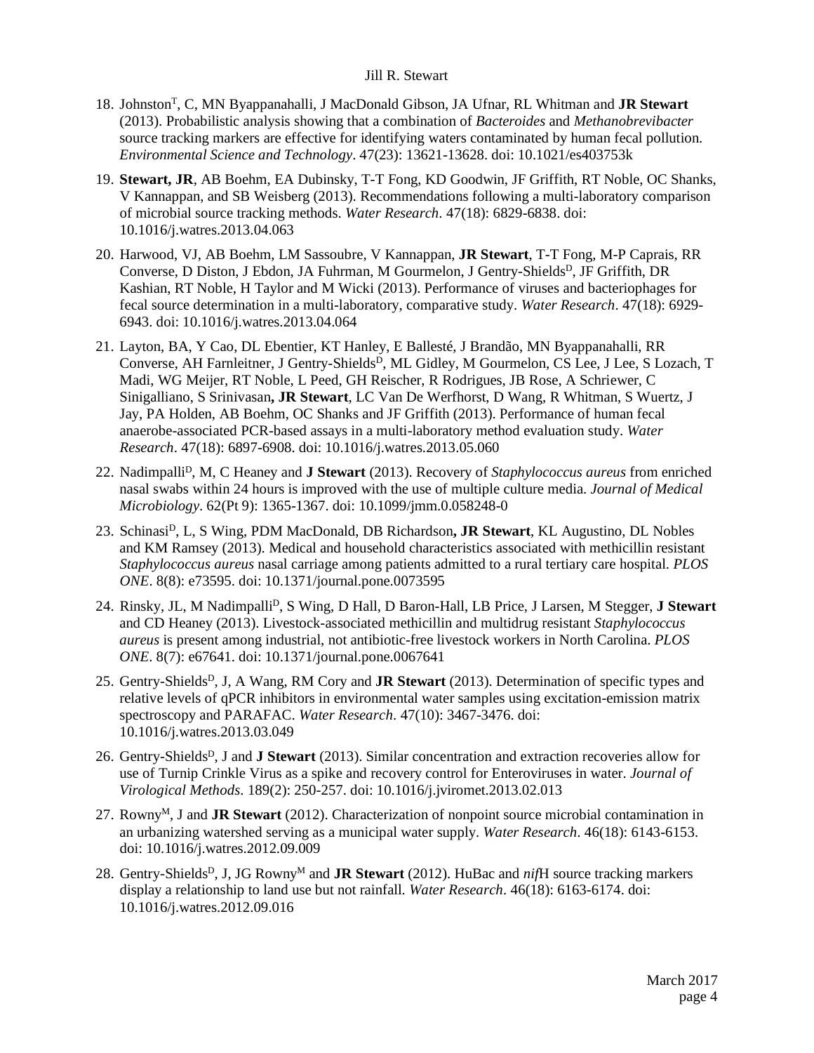18. Johnston[T], C, MN Byappanahalli, J MacDonald Gibson, JA Ufnar, RL Whitman and **JR Stewart** (2013). Probabilistic analysis showing that a combination of *Bacteroides* and *Methanobrevibacter* source tracking markers are effective for identifying waters contaminated by human fecal pollution. *Environmental Science and Technology*. 47(23): 13621-13628. doi: 10.1021/es403753k

19. **Stewart, JR**, AB Boehm, EA Dubinsky, T-T Fong, KD Goodwin, JF Griffith, RT Noble, OC Shanks, V Kannappan, and SB Weisberg (2013). Recommendations following a multi-laboratory comparison of microbial source tracking methods. *Water Research*. 47(18): 6829-6838. doi: 10.1016/j.watres.2013.04.063

20. Harwood, VJ, AB Boehm, LM Sassoubre, V Kannappan, **JR Stewart**, T-T Fong, M-P Caprais, RR Converse, D Diston, J Ebdon, JA Fuhrman, M Gourmelon, J Gentry-Shields[D], JF Griffith, DR Kashian, RT Noble, H Taylor and M Wicki (2013). Performance of viruses and bacteriophages for fecal source determination in a multi-laboratory, comparative study. *Water Research*. 47(18): 6929-6943. doi: 10.1016/j.watres.2013.04.064

21. Layton, BA, Y Cao, DL Ebentier, KT Hanley, E Ballesté, J Brandão, MN Byappanahalli, RR Converse, AH Farnleitner, J Gentry-Shields[D], ML Gidley, M Gourmelon, CS Lee, J Lee, S Lozach, T Madi, WG Meijer, RT Noble, L Peed, GH Reischer, R Rodrigues, JB Rose, A Schriewer, C Sinigalliano, S Srinivasan**, JR Stewart**, LC Van De Werfhorst, D Wang, R Whitman, S Wuertz, J Jay, PA Holden, AB Boehm, OC Shanks and JF Griffith (2013). Performance of human fecal anaerobe-associated PCR-based assays in a multi-laboratory method evaluation study. *Water Research*. 47(18): 6897-6908. doi: 10.1016/j.watres.2013.05.060

22. Nadimpalli[D], M, C Heaney and **J Stewart** (2013). Recovery of *Staphylococcus aureus* from enriched nasal swabs within 24 hours is improved with the use of multiple culture media. *Journal of Medical Microbiology*. 62(Pt 9): 1365-1367. doi: 10.1099/jmm.0.058248-0

23. Schinasi[D], L, S Wing, PDM MacDonald, DB Richardson**, JR Stewart**, KL Augustino, DL Nobles and KM Ramsey (2013). Medical and household characteristics associated with methicillin resistant *Staphylococcus aureus* nasal carriage among patients admitted to a rural tertiary care hospital. *PLOS ONE*. 8(8): e73595. doi: 10.1371/journal.pone.0073595

24. Rinsky, JL, M Nadimpalli[D], S Wing, D Hall, D Baron-Hall, LB Price, J Larsen, M Stegger, **J Stewart** and CD Heaney (2013). Livestock-associated methicillin and multidrug resistant *Staphylococcus aureus* is present among industrial, not antibiotic-free livestock workers in North Carolina. *PLOS ONE*. 8(7): e67641. doi: 10.1371/journal.pone.0067641

25. Gentry-Shields[D], J, A Wang, RM Cory and **JR Stewart** (2013). Determination of specific types and relative levels of qPCR inhibitors in environmental water samples using excitation-emission matrix spectroscopy and PARAFAC. *Water Research*. 47(10): 3467-3476. doi: 10.1016/j.watres.2013.03.049

26. Gentry-Shields[D], J and **J Stewart** (2013). Similar concentration and extraction recoveries allow for use of Turnip Crinkle Virus as a spike and recovery control for Enteroviruses in water. *Journal of Virological Methods*. 189(2): 250-257. doi: 10.1016/j.jviromet.2013.02.013

27. Rowny[M], J and **JR Stewart** (2012). Characterization of nonpoint source microbial contamination in an urbanizing watershed serving as a municipal water supply. *Water Research*. 46(18): 6143-6153. doi: 10.1016/j.watres.2012.09.009

28. Gentry-Shields[D], J, JG Rowny[M] and **JR Stewart** (2012). HuBac and *nif*H source tracking markers display a relationship to land use but not rainfall. *Water Research*. 46(18): 6163-6174. doi: 10.1016/j.watres.2012.09.016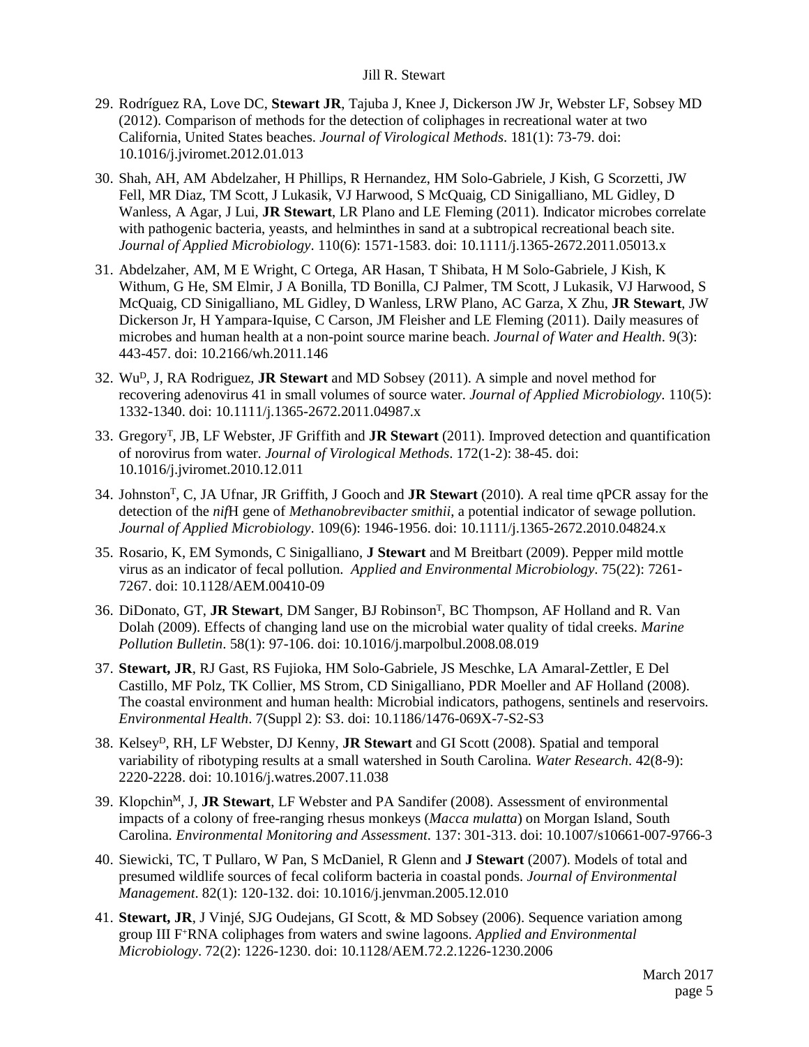29. Rodríguez RA, Love DC, **Stewart JR**, Tajuba J, Knee J, Dickerson JW Jr, Webster LF, Sobsey MD (2012). Comparison of methods for the detection of coliphages in recreational water at two California, United States beaches. *Journal of Virological Methods*. 181(1): 73-79. doi: 10.1016/j.jviromet.2012.01.013

30. Shah, AH, AM Abdelzaher, H Phillips, R Hernandez, HM Solo-Gabriele, J Kish, G Scorzetti, JW Fell, MR Diaz, TM Scott, J Lukasik, VJ Harwood, S McQuaig, CD Sinigalliano, ML Gidley, D Wanless, A Agar, J Lui, **JR Stewart**, LR Plano and LE Fleming (2011). Indicator microbes correlate with pathogenic bacteria, yeasts, and helminthes in sand at a subtropical recreational beach site. *Journal of Applied Microbiology*. 110(6): 1571-1583. doi: 10.1111/j.1365-2672.2011.05013.x

31. Abdelzaher, AM, M E Wright, C Ortega, AR Hasan, T Shibata, H M Solo-Gabriele, J Kish, K Withum, G He, SM Elmir, J A Bonilla, TD Bonilla, CJ Palmer, TM Scott, J Lukasik, VJ Harwood, S McQuaig, CD Sinigalliano, ML Gidley, D Wanless, LRW Plano, AC Garza, X Zhu, **JR Stewart**, JW Dickerson Jr, H Yampara-Iquise, C Carson, JM Fleisher and LE Fleming (2011). Daily measures of microbes and human health at a non-point source marine beach. *Journal of Water and Health*. 9(3): 443-457. doi: 10.2166/wh.2011.146

32. Wu[D], J, RA Rodriguez, **JR Stewart** and MD Sobsey (2011). A simple and novel method for recovering adenovirus 41 in small volumes of source water. *Journal of Applied Microbiology*. 110(5): 1332-1340. doi: 10.1111/j.1365-2672.2011.04987.x

33. Gregory[T], JB, LF Webster, JF Griffith and **JR Stewart** (2011). Improved detection and quantification of norovirus from water. *Journal of Virological Methods*. 172(1-2): 38-45. doi: 10.1016/j.jviromet.2010.12.011

34. Johnston[T], C, JA Ufnar, JR Griffith, J Gooch and **JR Stewart** (2010). A real time qPCR assay for the detection of the *nif*H gene of *Methanobrevibacter smithii*, a potential indicator of sewage pollution. *Journal of Applied Microbiology*. 109(6): 1946-1956. doi: 10.1111/j.1365-2672.2010.04824.x

35. Rosario, K, EM Symonds, C Sinigalliano, **J Stewart** and M Breitbart (2009). Pepper mild mottle virus as an indicator of fecal pollution. *Applied and Environmental Microbiology*. 75(22): 7261-7267. doi: 10.1128/AEM.00410-09

36. DiDonato, GT, **JR Stewart**, DM Sanger, BJ Robinson[T], BC Thompson, AF Holland and R. Van Dolah (2009). Effects of changing land use on the microbial water quality of tidal creeks. *Marine Pollution Bulletin*. 58(1): 97-106. doi: 10.1016/j.marpolbul.2008.08.019

37. **Stewart, JR**, RJ Gast, RS Fujioka, HM Solo-Gabriele, JS Meschke, LA Amaral-Zettler, E Del Castillo, MF Polz, TK Collier, MS Strom, CD Sinigalliano, PDR Moeller and AF Holland (2008). The coastal environment and human health: Microbial indicators, pathogens, sentinels and reservoirs. *Environmental Health*. 7(Suppl 2): S3. doi: 10.1186/1476-069X-7-S2-S3

38. Kelsey[D], RH, LF Webster, DJ Kenny, **JR Stewart** and GI Scott (2008). Spatial and temporal variability of ribotyping results at a small watershed in South Carolina. *Water Research*. 42(8-9): 2220-2228. doi: 10.1016/j.watres.2007.11.038

39. Klopchin[M], J, **JR Stewart**, LF Webster and PA Sandifer (2008). Assessment of environmental impacts of a colony of free-ranging rhesus monkeys (*Macca mulatta*) on Morgan Island, South Carolina. *Environmental Monitoring and Assessment*. 137: 301-313. doi: 10.1007/s10661-007-9766-3

40. Siewicki, TC, T Pullaro, W Pan, S McDaniel, R Glenn and **J Stewart** (2007). Models of total and presumed wildlife sources of fecal coliform bacteria in coastal ponds. *Journal of Environmental Management*. 82(1): 120-132. doi: 10.1016/j.jenvman.2005.12.010

41. **Stewart, JR**, J Vinjé, SJG Oudejans, GI Scott, & MD Sobsey (2006). Sequence variation among group III F$^{+}$RNA coliphages from waters and swine lagoons. *Applied and Environmental Microbiology*. 72(2): 1226-1230. doi: 10.1128/AEM.72.2.1226-1230.2006

March 2017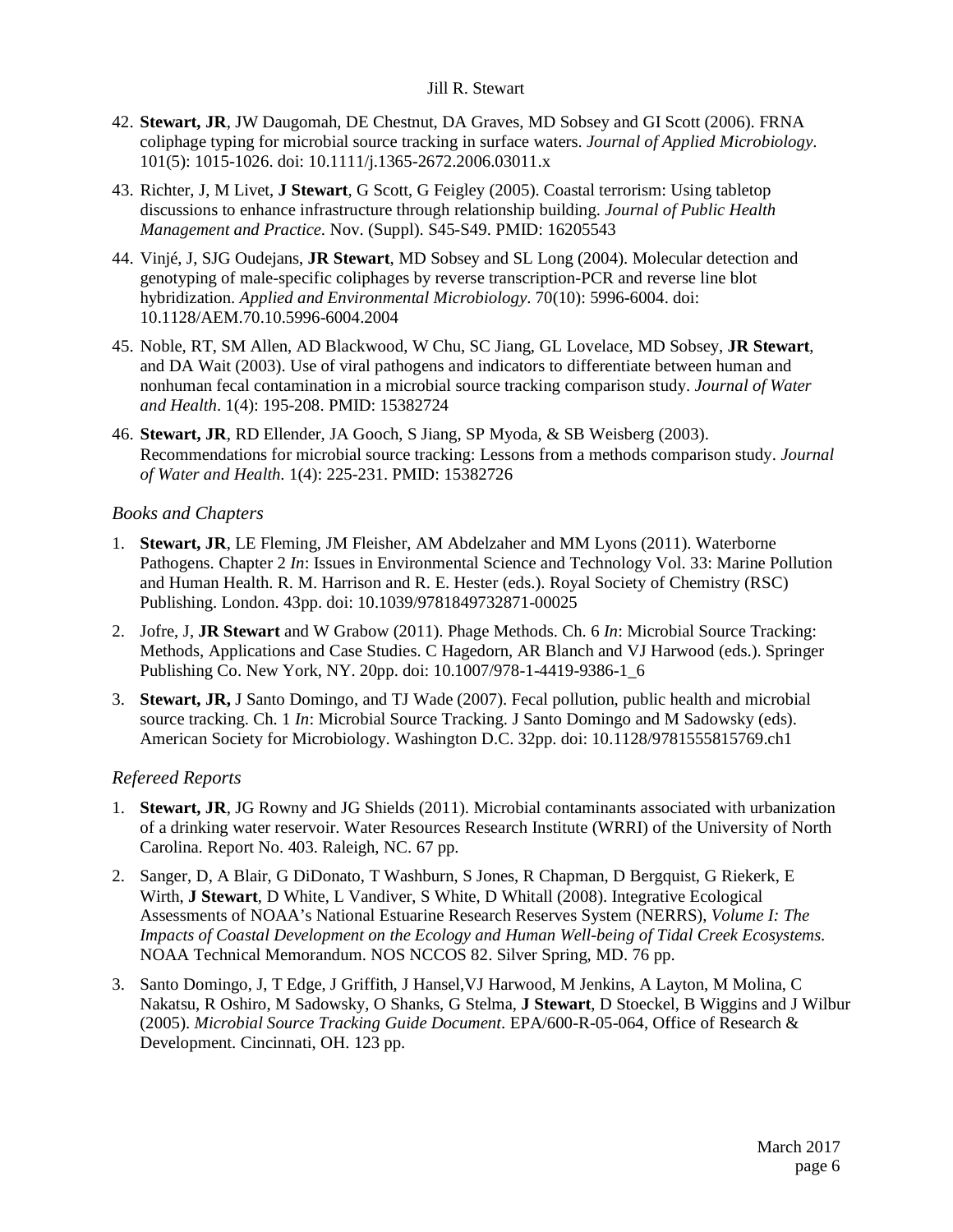42. **Stewart, JR**, JW Daugomah, DE Chestnut, DA Graves, MD Sobsey and GI Scott (2006). FRNA coliphage typing for microbial source tracking in surface waters. *Journal of Applied Microbiology*. 101(5): 1015-1026. doi: 10.1111/j.1365-2672.2006.03011.x

43. Richter, J, M Livet, **J Stewart**, G Scott, G Feigley (2005). Coastal terrorism: Using tabletop discussions to enhance infrastructure through relationship building. *Journal of Public Health Management and Practice*. Nov. (Suppl). S45-S49. PMID: 16205543

44. Vinjé, J, SJG Oudejans, **JR Stewart**, MD Sobsey and SL Long (2004). Molecular detection and genotyping of male-specific coliphages by reverse transcription-PCR and reverse line blot hybridization. *Applied and Environmental Microbiology*. 70(10): 5996-6004. doi: 10.1128/AEM.70.10.5996-6004.2004

45. Noble, RT, SM Allen, AD Blackwood, W Chu, SC Jiang, GL Lovelace, MD Sobsey, **JR Stewart**, and DA Wait (2003). Use of viral pathogens and indicators to differentiate between human and nonhuman fecal contamination in a microbial source tracking comparison study. *Journal of Water and Health*. 1(4): 195-208. PMID: 15382724

46. **Stewart, JR**, RD Ellender, JA Gooch, S Jiang, SP Myoda, & SB Weisberg (2003). Recommendations for microbial source tracking: Lessons from a methods comparison study. *Journal of Water and Health*. 1(4): 225-231. PMID: 15382726

### *Books and Chapters*

1. **Stewart, JR**, LE Fleming, JM Fleisher, AM Abdelzaher and MM Lyons (2011). Waterborne Pathogens. Chapter 2 *In*: Issues in Environmental Science and Technology Vol. 33: Marine Pollution and Human Health. R. M. Harrison and R. E. Hester (eds.). Royal Society of Chemistry (RSC) Publishing. London. 43pp. doi: 10.1039/9781849732871-00025

2. Jofre, J, **JR Stewart** and W Grabow (2011). Phage Methods. Ch. 6 *In*: Microbial Source Tracking: Methods, Applications and Case Studies. C Hagedorn, AR Blanch and VJ Harwood (eds.). Springer Publishing Co. New York, NY. 20pp. doi: 10.1007/978-1-4419-9386-1_6

3. **Stewart, JR,** J Santo Domingo, and TJ Wade (2007). Fecal pollution, public health and microbial source tracking. Ch. 1 *In*: Microbial Source Tracking. J Santo Domingo and M Sadowsky (eds). American Society for Microbiology. Washington D.C. 32pp. doi: 10.1128/9781555815769.ch1

### *Refereed Reports*

1. **Stewart, JR**, JG Rowny and JG Shields (2011). Microbial contaminants associated with urbanization of a drinking water reservoir. Water Resources Research Institute (WRRI) of the University of North Carolina. Report No. 403. Raleigh, NC. 67 pp.

2. Sanger, D, A Blair, G DiDonato, T Washburn, S Jones, R Chapman, D Bergquist, G Riekerk, E Wirth, **J Stewart**, D White, L Vandiver, S White, D Whitall (2008). Integrative Ecological Assessments of NOAA's National Estuarine Research Reserves System (NERRS), *Volume I: The Impacts of Coastal Development on the Ecology and Human Well-being of Tidal Creek Ecosystems*. NOAA Technical Memorandum. NOS NCCOS 82. Silver Spring, MD. 76 pp.

3. Santo Domingo, J, T Edge, J Griffith, J Hansel,VJ Harwood, M Jenkins, A Layton, M Molina, C Nakatsu, R Oshiro, M Sadowsky, O Shanks, G Stelma, **J Stewart**, D Stoeckel, B Wiggins and J Wilbur (2005). *Microbial Source Tracking Guide Document*. EPA/600-R-05-064, Office of Research & Development. Cincinnati, OH. 123 pp.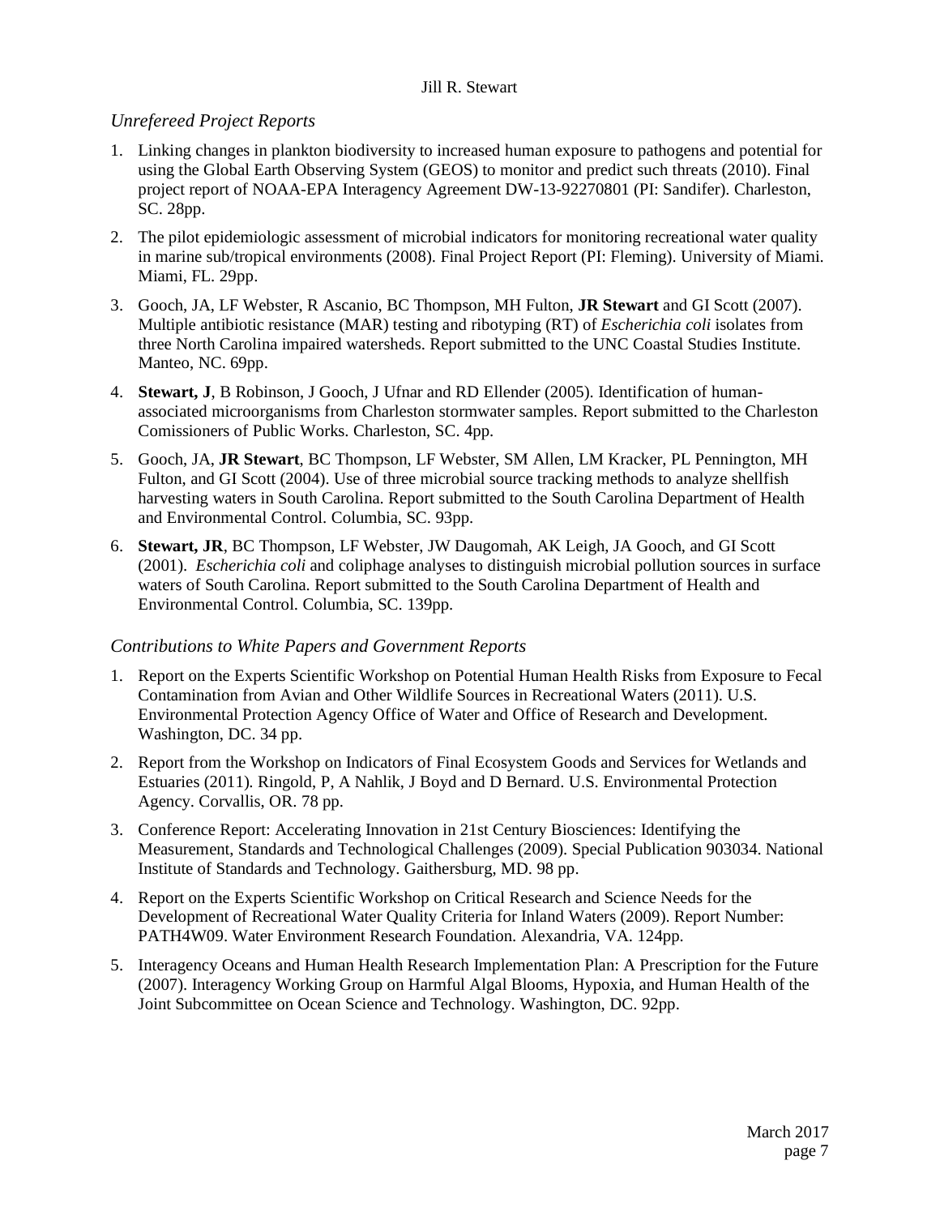### *Unrefereed Project Reports*

1. Linking changes in plankton biodiversity to increased human exposure to pathogens and potential for using the Global Earth Observing System (GEOS) to monitor and predict such threats (2010). Final project report of NOAA-EPA Interagency Agreement DW-13-92270801 (PI: Sandifer). Charleston, SC. 28pp.
2. The pilot epidemiologic assessment of microbial indicators for monitoring recreational water quality in marine sub/tropical environments (2008). Final Project Report (PI: Fleming). University of Miami. Miami, FL. 29pp.
3. Gooch, JA, LF Webster, R Ascanio, BC Thompson, MH Fulton, **JR Stewart** and GI Scott (2007). Multiple antibiotic resistance (MAR) testing and ribotyping (RT) of *Escherichia coli* isolates from three North Carolina impaired watersheds. Report submitted to the UNC Coastal Studies Institute. Manteo, NC. 69pp.
4. **Stewart, J**, B Robinson, J Gooch, J Ufnar and RD Ellender (2005). Identification of human-associated microorganisms from Charleston stormwater samples. Report submitted to the Charleston Comissioners of Public Works. Charleston, SC. 4pp.
5. Gooch, JA, **JR Stewart**, BC Thompson, LF Webster, SM Allen, LM Kracker, PL Pennington, MH Fulton, and GI Scott (2004). Use of three microbial source tracking methods to analyze shellfish harvesting waters in South Carolina. Report submitted to the South Carolina Department of Health and Environmental Control. Columbia, SC. 93pp.
6. **Stewart, JR**, BC Thompson, LF Webster, JW Daugomah, AK Leigh, JA Gooch, and GI Scott (2001). *Escherichia coli* and coliphage analyses to distinguish microbial pollution sources in surface waters of South Carolina. Report submitted to the South Carolina Department of Health and Environmental Control. Columbia, SC. 139pp.

### *Contributions to White Papers and Government Reports*

1. Report on the Experts Scientific Workshop on Potential Human Health Risks from Exposure to Fecal Contamination from Avian and Other Wildlife Sources in Recreational Waters (2011). U.S. Environmental Protection Agency Office of Water and Office of Research and Development. Washington, DC. 34 pp.
2. Report from the Workshop on Indicators of Final Ecosystem Goods and Services for Wetlands and Estuaries (2011). Ringold, P, A Nahlik, J Boyd and D Bernard. U.S. Environmental Protection Agency. Corvallis, OR. 78 pp.
3. Conference Report: Accelerating Innovation in 21st Century Biosciences: Identifying the Measurement, Standards and Technological Challenges (2009). Special Publication 903034. National Institute of Standards and Technology. Gaithersburg, MD. 98 pp.
4. Report on the Experts Scientific Workshop on Critical Research and Science Needs for the Development of Recreational Water Quality Criteria for Inland Waters (2009). Report Number: PATH4W09. Water Environment Research Foundation. Alexandria, VA. 124pp.
5. Interagency Oceans and Human Health Research Implementation Plan: A Prescription for the Future (2007). Interagency Working Group on Harmful Algal Blooms, Hypoxia, and Human Health of the Joint Subcommittee on Ocean Science and Technology. Washington, DC. 92pp.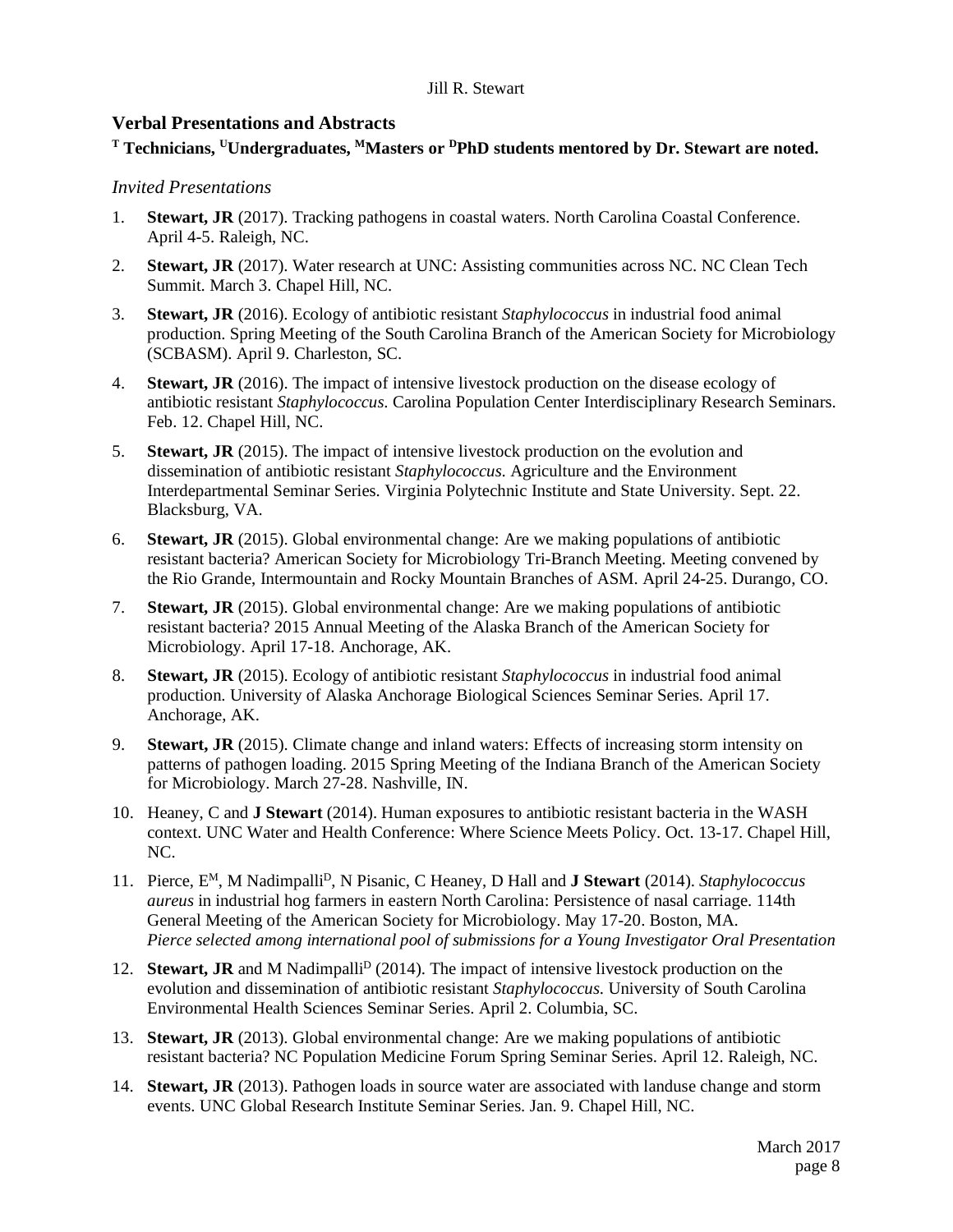## Verbal Presentations and Abstracts

**[T] Technicians, [U]Undergraduates, [M]Masters or [D]PhD students mentored by Dr. Stewart are noted.**

### *Invited Presentations*

1. **Stewart, JR** (2017). Tracking pathogens in coastal waters. North Carolina Coastal Conference. April 4-5. Raleigh, NC.
2. **Stewart, JR** (2017). Water research at UNC: Assisting communities across NC. NC Clean Tech Summit. March 3. Chapel Hill, NC.
3. **Stewart, JR** (2016). Ecology of antibiotic resistant *Staphylococcus* in industrial food animal production. Spring Meeting of the South Carolina Branch of the American Society for Microbiology (SCBASM). April 9. Charleston, SC.
4. **Stewart, JR** (2016). The impact of intensive livestock production on the disease ecology of antibiotic resistant *Staphylococcus*. Carolina Population Center Interdisciplinary Research Seminars. Feb. 12. Chapel Hill, NC.
5. **Stewart, JR** (2015). The impact of intensive livestock production on the evolution and dissemination of antibiotic resistant *Staphylococcus*. Agriculture and the Environment Interdepartmental Seminar Series. Virginia Polytechnic Institute and State University. Sept. 22. Blacksburg, VA.
6. **Stewart, JR** (2015). Global environmental change: Are we making populations of antibiotic resistant bacteria? American Society for Microbiology Tri-Branch Meeting. Meeting convened by the Rio Grande, Intermountain and Rocky Mountain Branches of ASM. April 24-25. Durango, CO.
7. **Stewart, JR** (2015). Global environmental change: Are we making populations of antibiotic resistant bacteria? 2015 Annual Meeting of the Alaska Branch of the American Society for Microbiology. April 17-18. Anchorage, AK.
8. **Stewart, JR** (2015). Ecology of antibiotic resistant *Staphylococcus* in industrial food animal production. University of Alaska Anchorage Biological Sciences Seminar Series. April 17. Anchorage, AK.
9. **Stewart, JR** (2015). Climate change and inland waters: Effects of increasing storm intensity on patterns of pathogen loading. 2015 Spring Meeting of the Indiana Branch of the American Society for Microbiology. March 27-28. Nashville, IN.
10. Heaney, C and **J Stewart** (2014). Human exposures to antibiotic resistant bacteria in the WASH context. UNC Water and Health Conference: Where Science Meets Policy. Oct. 13-17. Chapel Hill, NC.
11. Pierce, E[M], M Nadimpalli[D], N Pisanic, C Heaney, D Hall and **J Stewart** (2014). *Staphylococcus aureus* in industrial hog farmers in eastern North Carolina: Persistence of nasal carriage. 114th General Meeting of the American Society for Microbiology. May 17-20. Boston, MA.
    *Pierce selected among international pool of submissions for a Young Investigator Oral Presentation*
12. **Stewart, JR** and M Nadimpalli[D] (2014). The impact of intensive livestock production on the evolution and dissemination of antibiotic resistant *Staphylococcus*. University of South Carolina Environmental Health Sciences Seminar Series. April 2. Columbia, SC.
13. **Stewart, JR** (2013). Global environmental change: Are we making populations of antibiotic resistant bacteria? NC Population Medicine Forum Spring Seminar Series. April 12. Raleigh, NC.
14. **Stewart, JR** (2013). Pathogen loads in source water are associated with landuse change and storm events. UNC Global Research Institute Seminar Series. Jan. 9. Chapel Hill, NC.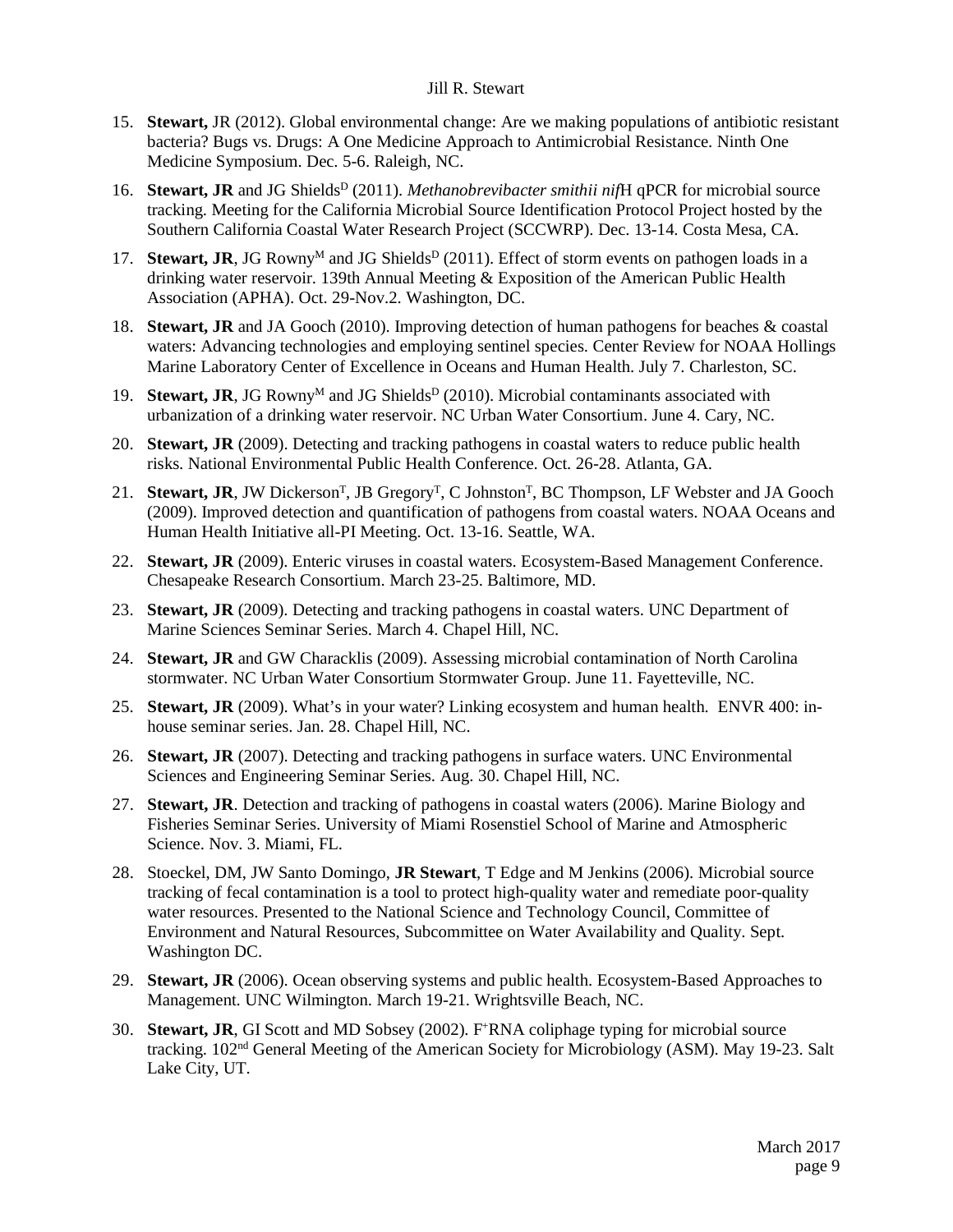15. **Stewart,** JR (2012). Global environmental change: Are we making populations of antibiotic resistant bacteria? Bugs vs. Drugs: A One Medicine Approach to Antimicrobial Resistance. Ninth One Medicine Symposium. Dec. 5-6. Raleigh, NC.

16. **Stewart, JR** and JG Shields[D] (2011). *Methanobrevibacter smithii nif*H qPCR for microbial source tracking. Meeting for the California Microbial Source Identification Protocol Project hosted by the Southern California Coastal Water Research Project (SCCWRP). Dec. 13-14. Costa Mesa, CA.

17. **Stewart, JR**, JG Rowny[M] and JG Shields[D] (2011). Effect of storm events on pathogen loads in a drinking water reservoir. 139th Annual Meeting & Exposition of the American Public Health Association (APHA). Oct. 29-Nov.2. Washington, DC.

18. **Stewart, JR** and JA Gooch (2010). Improving detection of human pathogens for beaches & coastal waters: Advancing technologies and employing sentinel species. Center Review for NOAA Hollings Marine Laboratory Center of Excellence in Oceans and Human Health. July 7. Charleston, SC.

19. **Stewart, JR**, JG Rowny[M] and JG Shields[D] (2010). Microbial contaminants associated with urbanization of a drinking water reservoir. NC Urban Water Consortium. June 4. Cary, NC.

20. **Stewart, JR** (2009). Detecting and tracking pathogens in coastal waters to reduce public health risks. National Environmental Public Health Conference. Oct. 26-28. Atlanta, GA.

21. **Stewart, JR**, JW Dickerson[T], JB Gregory[T], C Johnston[T], BC Thompson, LF Webster and JA Gooch (2009). Improved detection and quantification of pathogens from coastal waters. NOAA Oceans and Human Health Initiative all-PI Meeting. Oct. 13-16. Seattle, WA.

22. **Stewart, JR** (2009). Enteric viruses in coastal waters. Ecosystem-Based Management Conference. Chesapeake Research Consortium. March 23-25. Baltimore, MD.

23. **Stewart, JR** (2009). Detecting and tracking pathogens in coastal waters. UNC Department of Marine Sciences Seminar Series. March 4. Chapel Hill, NC.

24. **Stewart, JR** and GW Characklis (2009). Assessing microbial contamination of North Carolina stormwater. NC Urban Water Consortium Stormwater Group. June 11. Fayetteville, NC.

25. **Stewart, JR** (2009). What's in your water? Linking ecosystem and human health. ENVR 400: in-house seminar series. Jan. 28. Chapel Hill, NC.

26. **Stewart, JR** (2007). Detecting and tracking pathogens in surface waters. UNC Environmental Sciences and Engineering Seminar Series. Aug. 30. Chapel Hill, NC.

27. **Stewart, JR**. Detection and tracking of pathogens in coastal waters (2006). Marine Biology and Fisheries Seminar Series. University of Miami Rosenstiel School of Marine and Atmospheric Science. Nov. 3. Miami, FL.

28. Stoeckel, DM, JW Santo Domingo, **JR Stewart**, T Edge and M Jenkins (2006). Microbial source tracking of fecal contamination is a tool to protect high-quality water and remediate poor-quality water resources. Presented to the National Science and Technology Council, Committee of Environment and Natural Resources, Subcommittee on Water Availability and Quality. Sept. Washington DC.

29. **Stewart, JR** (2006). Ocean observing systems and public health. Ecosystem-Based Approaches to Management. UNC Wilmington. March 19-21. Wrightsville Beach, NC.

30. **Stewart, JR**, GI Scott and MD Sobsey (2002). $F^+$RNA coliphage typing for microbial source tracking. 102$^{nd}$ General Meeting of the American Society for Microbiology (ASM). May 19-23. Salt Lake City, UT.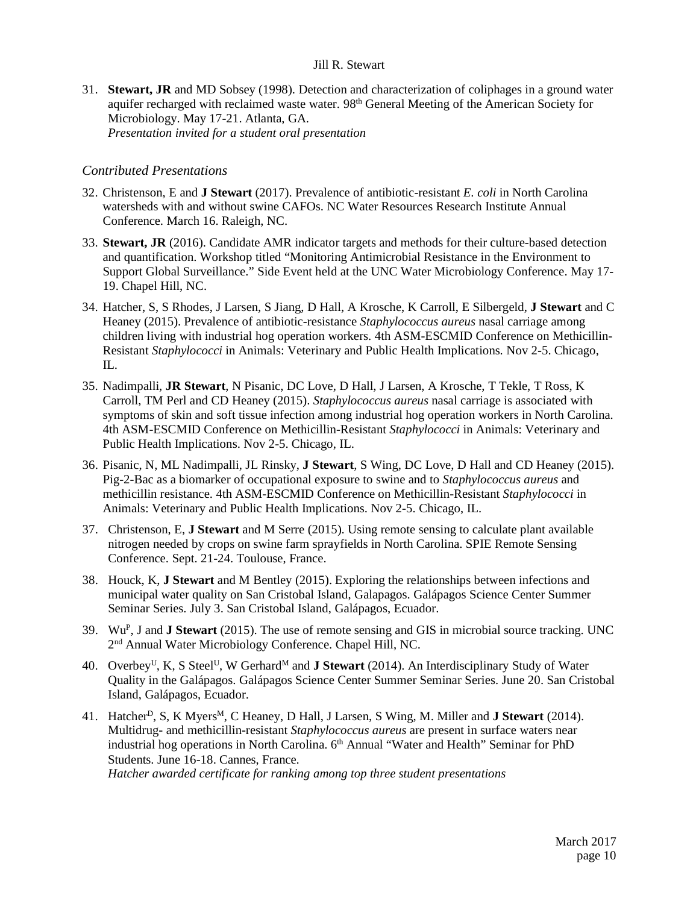31. **Stewart, JR** and MD Sobsey (1998). Detection and characterization of coliphages in a ground water aquifer recharged with reclaimed waste water. 98th General Meeting of the American Society for Microbiology. May 17-21. Atlanta, GA.
    *Presentation invited for a student oral presentation*

### *Contributed Presentations*

32. Christenson, E and **J Stewart** (2017). Prevalence of antibiotic-resistant *E. coli* in North Carolina watersheds with and without swine CAFOs. NC Water Resources Research Institute Annual Conference. March 16. Raleigh, NC.

33. **Stewart, JR** (2016). Candidate AMR indicator targets and methods for their culture-based detection and quantification. Workshop titled "Monitoring Antimicrobial Resistance in the Environment to Support Global Surveillance." Side Event held at the UNC Water Microbiology Conference. May 17-19. Chapel Hill, NC.

34. Hatcher, S, S Rhodes, J Larsen, S Jiang, D Hall, A Krosche, K Carroll, E Silbergeld, **J Stewart** and C Heaney (2015). Prevalence of antibiotic-resistance *Staphylococcus aureus* nasal carriage among children living with industrial hog operation workers. 4th ASM-ESCMID Conference on Methicillin-Resistant *Staphylococci* in Animals: Veterinary and Public Health Implications. Nov 2-5. Chicago, IL.

35. Nadimpalli, **JR Stewart**, N Pisanic, DC Love, D Hall, J Larsen, A Krosche, T Tekle, T Ross, K Carroll, TM Perl and CD Heaney (2015). *Staphylococcus aureus* nasal carriage is associated with symptoms of skin and soft tissue infection among industrial hog operation workers in North Carolina. 4th ASM-ESCMID Conference on Methicillin-Resistant *Staphylococci* in Animals: Veterinary and Public Health Implications. Nov 2-5. Chicago, IL.

36. Pisanic, N, ML Nadimpalli, JL Rinsky, **J Stewart**, S Wing, DC Love, D Hall and CD Heaney (2015). Pig-2-Bac as a biomarker of occupational exposure to swine and to *Staphylococcus aureus* and methicillin resistance. 4th ASM-ESCMID Conference on Methicillin-Resistant *Staphylococci* in Animals: Veterinary and Public Health Implications. Nov 2-5. Chicago, IL.

37. Christenson, E, **J Stewart** and M Serre (2015). Using remote sensing to calculate plant available nitrogen needed by crops on swine farm sprayfields in North Carolina. SPIE Remote Sensing Conference. Sept. 21-24. Toulouse, France.

38. Houck, K, **J Stewart** and M Bentley (2015). Exploring the relationships between infections and municipal water quality on San Cristobal Island, Galapagos. Galápagos Science Center Summer Seminar Series. July 3. San Cristobal Island, Galápagos, Ecuador.

39. Wu[P], J and **J Stewart** (2015). The use of remote sensing and GIS in microbial source tracking. UNC 2nd Annual Water Microbiology Conference. Chapel Hill, NC.

40. Overbey[U], K, S Steel[U], W Gerhard[M] and **J Stewart** (2014). An Interdisciplinary Study of Water Quality in the Galápagos. Galápagos Science Center Summer Seminar Series. June 20. San Cristobal Island, Galápagos, Ecuador.

41. Hatcher[D], S, K Myers[M], C Heaney, D Hall, J Larsen, S Wing, M. Miller and **J Stewart** (2014). Multidrug- and methicillin-resistant *Staphylococcus aureus* are present in surface waters near industrial hog operations in North Carolina. 6th Annual "Water and Health" Seminar for PhD Students. June 16-18. Cannes, France.
    *Hatcher awarded certificate for ranking among top three student presentations*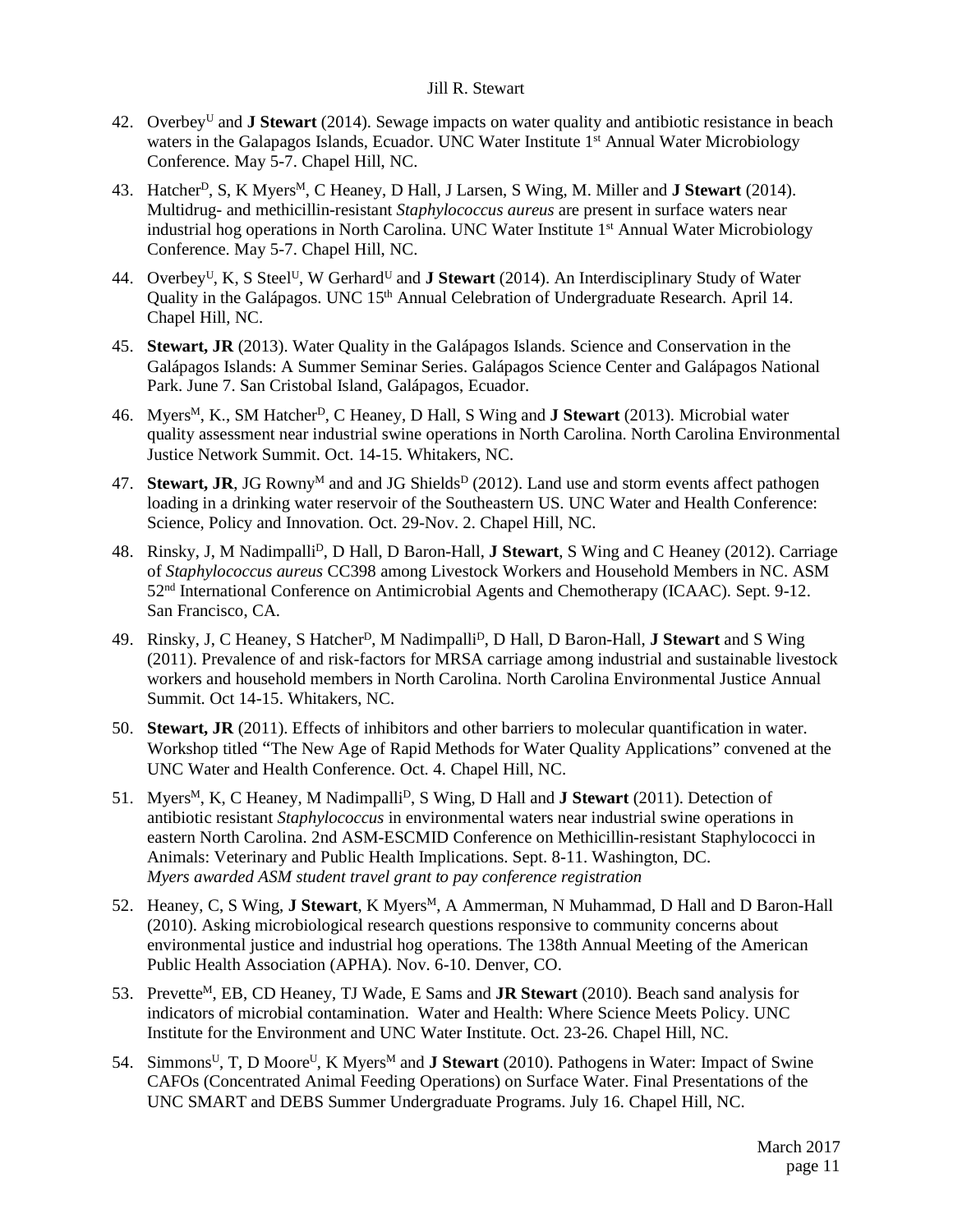42. Overbey[U] and **J Stewart** (2014). Sewage impacts on water quality and antibiotic resistance in beach waters in the Galapagos Islands, Ecuador. UNC Water Institute 1st Annual Water Microbiology Conference. May 5-7. Chapel Hill, NC.

43. Hatcher[D], S, K Myers[M], C Heaney, D Hall, J Larsen, S Wing, M. Miller and **J Stewart** (2014). Multidrug- and methicillin-resistant *Staphylococcus aureus* are present in surface waters near industrial hog operations in North Carolina. UNC Water Institute 1st Annual Water Microbiology Conference. May 5-7. Chapel Hill, NC.

44. Overbey[U], K, S Steel[U], W Gerhard[U] and **J Stewart** (2014). An Interdisciplinary Study of Water Quality in the Galápagos. UNC 15th Annual Celebration of Undergraduate Research. April 14. Chapel Hill, NC.

45. **Stewart, JR** (2013). Water Quality in the Galápagos Islands. Science and Conservation in the Galápagos Islands: A Summer Seminar Series. Galápagos Science Center and Galápagos National Park. June 7. San Cristobal Island, Galápagos, Ecuador.

46. Myers[M], K., SM Hatcher[D], C Heaney, D Hall, S Wing and **J Stewart** (2013). Microbial water quality assessment near industrial swine operations in North Carolina. North Carolina Environmental Justice Network Summit. Oct. 14-15. Whitakers, NC.

47. **Stewart, JR**, JG Rowny[M] and and JG Shields[D] (2012). Land use and storm events affect pathogen loading in a drinking water reservoir of the Southeastern US. UNC Water and Health Conference: Science, Policy and Innovation. Oct. 29-Nov. 2. Chapel Hill, NC.

48. Rinsky, J, M Nadimpalli[D], D Hall, D Baron-Hall, **J Stewart**, S Wing and C Heaney (2012). Carriage of *Staphylococcus aureus* CC398 among Livestock Workers and Household Members in NC. ASM 52nd International Conference on Antimicrobial Agents and Chemotherapy (ICAAC). Sept. 9-12. San Francisco, CA.

49. Rinsky, J, C Heaney, S Hatcher[D], M Nadimpalli[D], D Hall, D Baron-Hall, **J Stewart** and S Wing (2011). Prevalence of and risk-factors for MRSA carriage among industrial and sustainable livestock workers and household members in North Carolina. North Carolina Environmental Justice Annual Summit. Oct 14-15. Whitakers, NC.

50. **Stewart, JR** (2011). Effects of inhibitors and other barriers to molecular quantification in water. Workshop titled "The New Age of Rapid Methods for Water Quality Applications" convened at the UNC Water and Health Conference. Oct. 4. Chapel Hill, NC.

51. Myers[M], K, C Heaney, M Nadimpalli[D], S Wing, D Hall and **J Stewart** (2011). Detection of antibiotic resistant *Staphylococcus* in environmental waters near industrial swine operations in eastern North Carolina. 2nd ASM-ESCMID Conference on Methicillin-resistant Staphylococci in Animals: Veterinary and Public Health Implications. Sept. 8-11. Washington, DC.
*Myers awarded ASM student travel grant to pay conference registration*

52. Heaney, C, S Wing, **J Stewart**, K Myers[M], A Ammerman, N Muhammad, D Hall and D Baron-Hall (2010). Asking microbiological research questions responsive to community concerns about environmental justice and industrial hog operations. The 138th Annual Meeting of the American Public Health Association (APHA). Nov. 6-10. Denver, CO.

53. Prevette[M], EB, CD Heaney, TJ Wade, E Sams and **JR Stewart** (2010). Beach sand analysis for indicators of microbial contamination. Water and Health: Where Science Meets Policy. UNC Institute for the Environment and UNC Water Institute. Oct. 23-26. Chapel Hill, NC.

54. Simmons[U], T, D Moore[U], K Myers[M] and **J Stewart** (2010). Pathogens in Water: Impact of Swine CAFOs (Concentrated Animal Feeding Operations) on Surface Water. Final Presentations of the UNC SMART and DEBS Summer Undergraduate Programs. July 16. Chapel Hill, NC.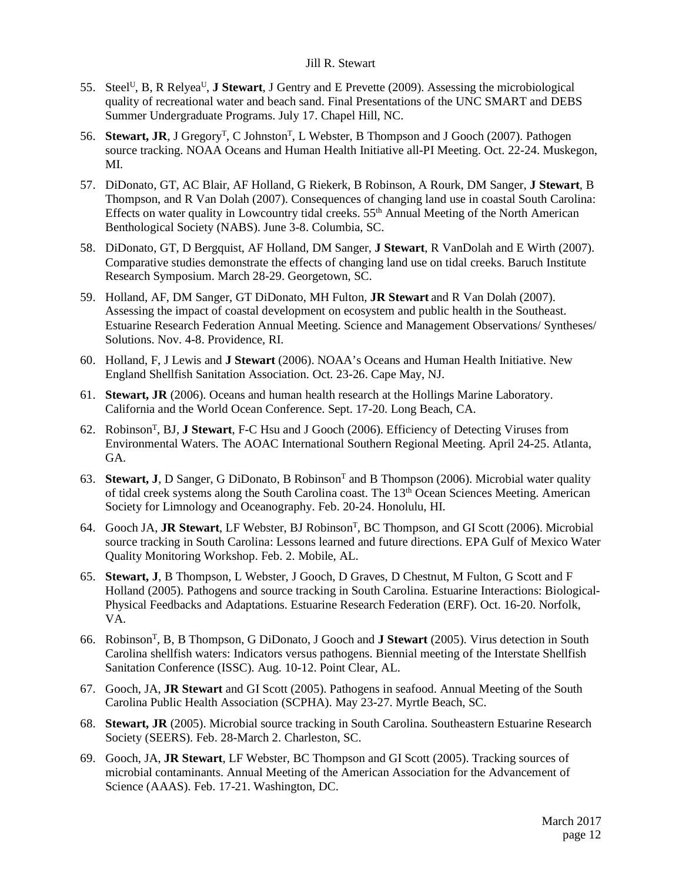55. Steel[U], B, R Relyea[U], **J Stewart**, J Gentry and E Prevette (2009). Assessing the microbiological quality of recreational water and beach sand. Final Presentations of the UNC SMART and DEBS Summer Undergraduate Programs. July 17. Chapel Hill, NC.

56. **Stewart, JR**, J Gregory[T], C Johnston[T], L Webster, B Thompson and J Gooch (2007). Pathogen source tracking. NOAA Oceans and Human Health Initiative all-PI Meeting. Oct. 22-24. Muskegon, MI.

57. DiDonato, GT, AC Blair, AF Holland, G Riekerk, B Robinson, A Rourk, DM Sanger, **J Stewart**, B Thompson, and R Van Dolah (2007). Consequences of changing land use in coastal South Carolina: Effects on water quality in Lowcountry tidal creeks. 55th Annual Meeting of the North American Benthological Society (NABS). June 3-8. Columbia, SC.

58. DiDonato, GT, D Bergquist, AF Holland, DM Sanger, **J Stewart**, R VanDolah and E Wirth (2007). Comparative studies demonstrate the effects of changing land use on tidal creeks. Baruch Institute Research Symposium. March 28-29. Georgetown, SC.

59. Holland, AF, DM Sanger, GT DiDonato, MH Fulton, **JR Stewart** and R Van Dolah (2007). Assessing the impact of coastal development on ecosystem and public health in the Southeast. Estuarine Research Federation Annual Meeting. Science and Management Observations/ Syntheses/ Solutions. Nov. 4-8. Providence, RI.

60. Holland, F, J Lewis and **J Stewart** (2006). NOAA's Oceans and Human Health Initiative. New England Shellfish Sanitation Association. Oct. 23-26. Cape May, NJ.

61. **Stewart, JR** (2006). Oceans and human health research at the Hollings Marine Laboratory. California and the World Ocean Conference. Sept. 17-20. Long Beach, CA.

62. Robinson[T], BJ, **J Stewart**, F-C Hsu and J Gooch (2006). Efficiency of Detecting Viruses from Environmental Waters. The AOAC International Southern Regional Meeting. April 24-25. Atlanta, GA.

63. **Stewart, J**, D Sanger, G DiDonato, B Robinson[T] and B Thompson (2006). Microbial water quality of tidal creek systems along the South Carolina coast. The 13th Ocean Sciences Meeting. American Society for Limnology and Oceanography. Feb. 20-24. Honolulu, HI.

64. Gooch JA, **JR Stewart**, LF Webster, BJ Robinson[T], BC Thompson, and GI Scott (2006). Microbial source tracking in South Carolina: Lessons learned and future directions. EPA Gulf of Mexico Water Quality Monitoring Workshop. Feb. 2. Mobile, AL.

65. **Stewart, J**, B Thompson, L Webster, J Gooch, D Graves, D Chestnut, M Fulton, G Scott and F Holland (2005). Pathogens and source tracking in South Carolina. Estuarine Interactions: Biological-Physical Feedbacks and Adaptations. Estuarine Research Federation (ERF). Oct. 16-20. Norfolk, VA.

66. Robinson[T], B, B Thompson, G DiDonato, J Gooch and **J Stewart** (2005). Virus detection in South Carolina shellfish waters: Indicators versus pathogens. Biennial meeting of the Interstate Shellfish Sanitation Conference (ISSC). Aug. 10-12. Point Clear, AL.

67. Gooch, JA, **JR Stewart** and GI Scott (2005). Pathogens in seafood. Annual Meeting of the South Carolina Public Health Association (SCPHA). May 23-27. Myrtle Beach, SC.

68. **Stewart, JR** (2005). Microbial source tracking in South Carolina. Southeastern Estuarine Research Society (SEERS). Feb. 28-March 2. Charleston, SC.

69. Gooch, JA, **JR Stewart**, LF Webster, BC Thompson and GI Scott (2005). Tracking sources of microbial contaminants. Annual Meeting of the American Association for the Advancement of Science (AAAS). Feb. 17-21. Washington, DC.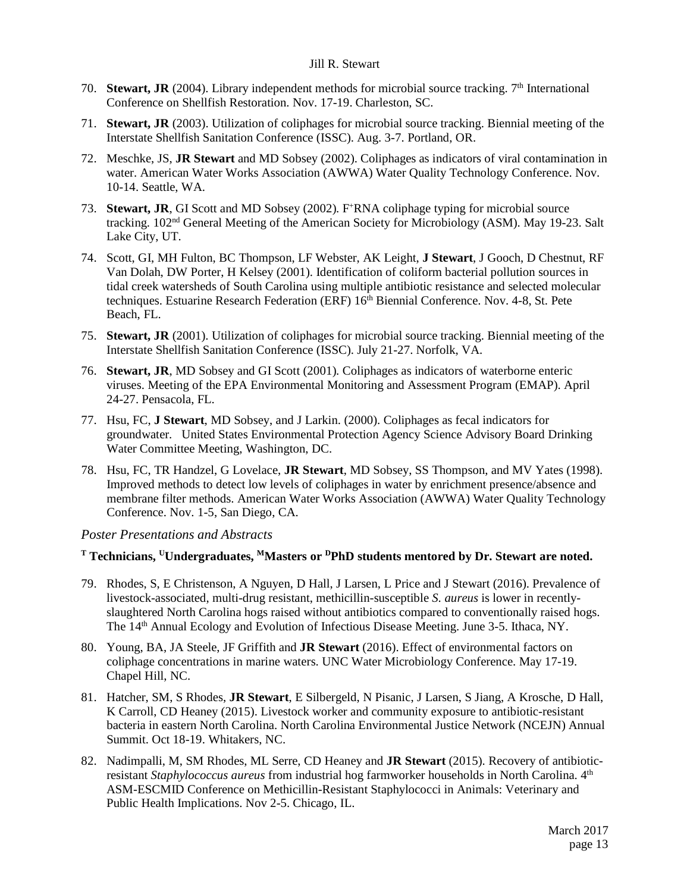70. **Stewart, JR** (2004). Library independent methods for microbial source tracking. 7th International Conference on Shellfish Restoration. Nov. 17-19. Charleston, SC.

71. **Stewart, JR** (2003). Utilization of coliphages for microbial source tracking. Biennial meeting of the Interstate Shellfish Sanitation Conference (ISSC). Aug. 3-7. Portland, OR.

72. Meschke, JS, **JR Stewart** and MD Sobsey (2002). Coliphages as indicators of viral contamination in water. American Water Works Association (AWWA) Water Quality Technology Conference. Nov. 10-14. Seattle, WA.

73. **Stewart, JR**, GI Scott and MD Sobsey (2002). F+RNA coliphage typing for microbial source tracking. 102nd General Meeting of the American Society for Microbiology (ASM). May 19-23. Salt Lake City, UT.

74. Scott, GI, MH Fulton, BC Thompson, LF Webster, AK Leight, **J Stewart**, J Gooch, D Chestnut, RF Van Dolah, DW Porter, H Kelsey (2001). Identification of coliform bacterial pollution sources in tidal creek watersheds of South Carolina using multiple antibiotic resistance and selected molecular techniques. Estuarine Research Federation (ERF) 16th Biennial Conference. Nov. 4-8, St. Pete Beach, FL.

75. **Stewart, JR** (2001). Utilization of coliphages for microbial source tracking. Biennial meeting of the Interstate Shellfish Sanitation Conference (ISSC). July 21-27. Norfolk, VA.

76. **Stewart, JR**, MD Sobsey and GI Scott (2001). Coliphages as indicators of waterborne enteric viruses. Meeting of the EPA Environmental Monitoring and Assessment Program (EMAP). April 24-27. Pensacola, FL.

77. Hsu, FC, **J Stewart**, MD Sobsey, and J Larkin. (2000). Coliphages as fecal indicators for groundwater. United States Environmental Protection Agency Science Advisory Board Drinking Water Committee Meeting, Washington, DC.

78. Hsu, FC, TR Handzel, G Lovelace, **JR Stewart**, MD Sobsey, SS Thompson, and MV Yates (1998). Improved methods to detect low levels of coliphages in water by enrichment presence/absence and membrane filter methods. American Water Works Association (AWWA) Water Quality Technology Conference. Nov. 1-5, San Diego, CA.

### *Poster Presentations and Abstracts*

**T Technicians, U Undergraduates, M Masters or D PhD students mentored by Dr. Stewart are noted.**

79. Rhodes, S, E Christenson, A Nguyen, D Hall, J Larsen, L Price and J Stewart (2016). Prevalence of livestock-associated, multi-drug resistant, methicillin-susceptible *S. aureus* is lower in recently-slaughtered North Carolina hogs raised without antibiotics compared to conventionally raised hogs. The 14th Annual Ecology and Evolution of Infectious Disease Meeting. June 3-5. Ithaca, NY.

80. Young, BA, JA Steele, JF Griffith and **JR Stewart** (2016). Effect of environmental factors on coliphage concentrations in marine waters. UNC Water Microbiology Conference. May 17-19. Chapel Hill, NC.

81. Hatcher, SM, S Rhodes, **JR Stewart**, E Silbergeld, N Pisanic, J Larsen, S Jiang, A Krosche, D Hall, K Carroll, CD Heaney (2015). Livestock worker and community exposure to antibiotic-resistant bacteria in eastern North Carolina. North Carolina Environmental Justice Network (NCEJN) Annual Summit. Oct 18-19. Whitakers, NC.

82. Nadimpalli, M, SM Rhodes, ML Serre, CD Heaney and **JR Stewart** (2015). Recovery of antibiotic-resistant *Staphylococcus aureus* from industrial hog farmworker households in North Carolina. 4th ASM-ESCMID Conference on Methicillin-Resistant Staphylococci in Animals: Veterinary and Public Health Implications. Nov 2-5. Chicago, IL.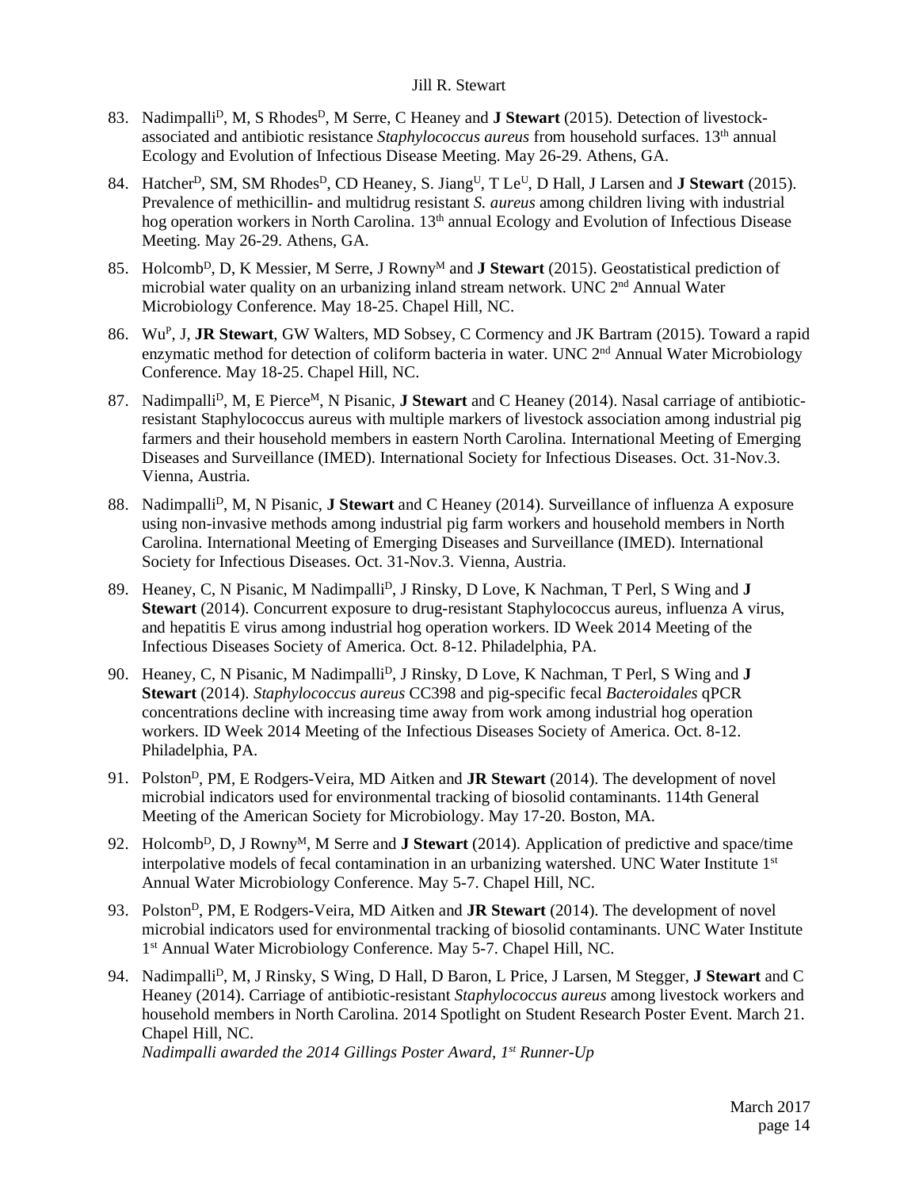83. Nadimpalli[D], M, S Rhodes[D], M Serre, C Heaney and **J Stewart** (2015). Detection of livestock-associated and antibiotic resistance *Staphylococcus aureus* from household surfaces. 13th annual Ecology and Evolution of Infectious Disease Meeting. May 26-29. Athens, GA.

84. Hatcher[D], SM, SM Rhodes[D], CD Heaney, S. Jiang[U], T Le[U], D Hall, J Larsen and **J Stewart** (2015). Prevalence of methicillin- and multidrug resistant *S. aureus* among children living with industrial hog operation workers in North Carolina. 13th annual Ecology and Evolution of Infectious Disease Meeting. May 26-29. Athens, GA.

85. Holcomb[D], D, K Messier, M Serre, J Rowny[M] and **J Stewart** (2015). Geostatistical prediction of microbial water quality on an urbanizing inland stream network. UNC 2nd Annual Water Microbiology Conference. May 18-25. Chapel Hill, NC.

86. Wu[P], J, **JR Stewart**, GW Walters, MD Sobsey, C Cormency and JK Bartram (2015). Toward a rapid enzymatic method for detection of coliform bacteria in water. UNC 2nd Annual Water Microbiology Conference. May 18-25. Chapel Hill, NC.

87. Nadimpalli[D], M, E Pierce[M], N Pisanic, **J Stewart** and C Heaney (2014). Nasal carriage of antibiotic-resistant Staphylococcus aureus with multiple markers of livestock association among industrial pig farmers and their household members in eastern North Carolina. International Meeting of Emerging Diseases and Surveillance (IMED). International Society for Infectious Diseases. Oct. 31-Nov.3. Vienna, Austria.

88. Nadimpalli[D], M, N Pisanic, **J Stewart** and C Heaney (2014). Surveillance of influenza A exposure using non-invasive methods among industrial pig farm workers and household members in North Carolina. International Meeting of Emerging Diseases and Surveillance (IMED). International Society for Infectious Diseases. Oct. 31-Nov.3. Vienna, Austria.

89. Heaney, C, N Pisanic, M Nadimpalli[D], J Rinsky, D Love, K Nachman, T Perl, S Wing and **J Stewart** (2014). Concurrent exposure to drug-resistant Staphylococcus aureus, influenza A virus, and hepatitis E virus among industrial hog operation workers. ID Week 2014 Meeting of the Infectious Diseases Society of America. Oct. 8-12. Philadelphia, PA.

90. Heaney, C, N Pisanic, M Nadimpalli[D], J Rinsky, D Love, K Nachman, T Perl, S Wing and **J Stewart** (2014). *Staphylococcus aureus* CC398 and pig-specific fecal *Bacteroidales* qPCR concentrations decline with increasing time away from work among industrial hog operation workers. ID Week 2014 Meeting of the Infectious Diseases Society of America. Oct. 8-12. Philadelphia, PA.

91. Polston[D], PM, E Rodgers-Veira, MD Aitken and **JR Stewart** (2014). The development of novel microbial indicators used for environmental tracking of biosolid contaminants. 114th General Meeting of the American Society for Microbiology. May 17-20. Boston, MA.

92. Holcomb[D], D, J Rowny[M], M Serre and **J Stewart** (2014). Application of predictive and space/time interpolative models of fecal contamination in an urbanizing watershed. UNC Water Institute 1st Annual Water Microbiology Conference. May 5-7. Chapel Hill, NC.

93. Polston[D], PM, E Rodgers-Veira, MD Aitken and **JR Stewart** (2014). The development of novel microbial indicators used for environmental tracking of biosolid contaminants. UNC Water Institute 1st Annual Water Microbiology Conference. May 5-7. Chapel Hill, NC.

94. Nadimpalli[D], M, J Rinsky, S Wing, D Hall, D Baron, L Price, J Larsen, M Stegger, **J Stewart** and C Heaney (2014). Carriage of antibiotic-resistant *Staphylococcus aureus* among livestock workers and household members in North Carolina. 2014 Spotlight on Student Research Poster Event. March 21. Chapel Hill, NC.
*Nadimpalli awarded the 2014 Gillings Poster Award, 1st Runner-Up*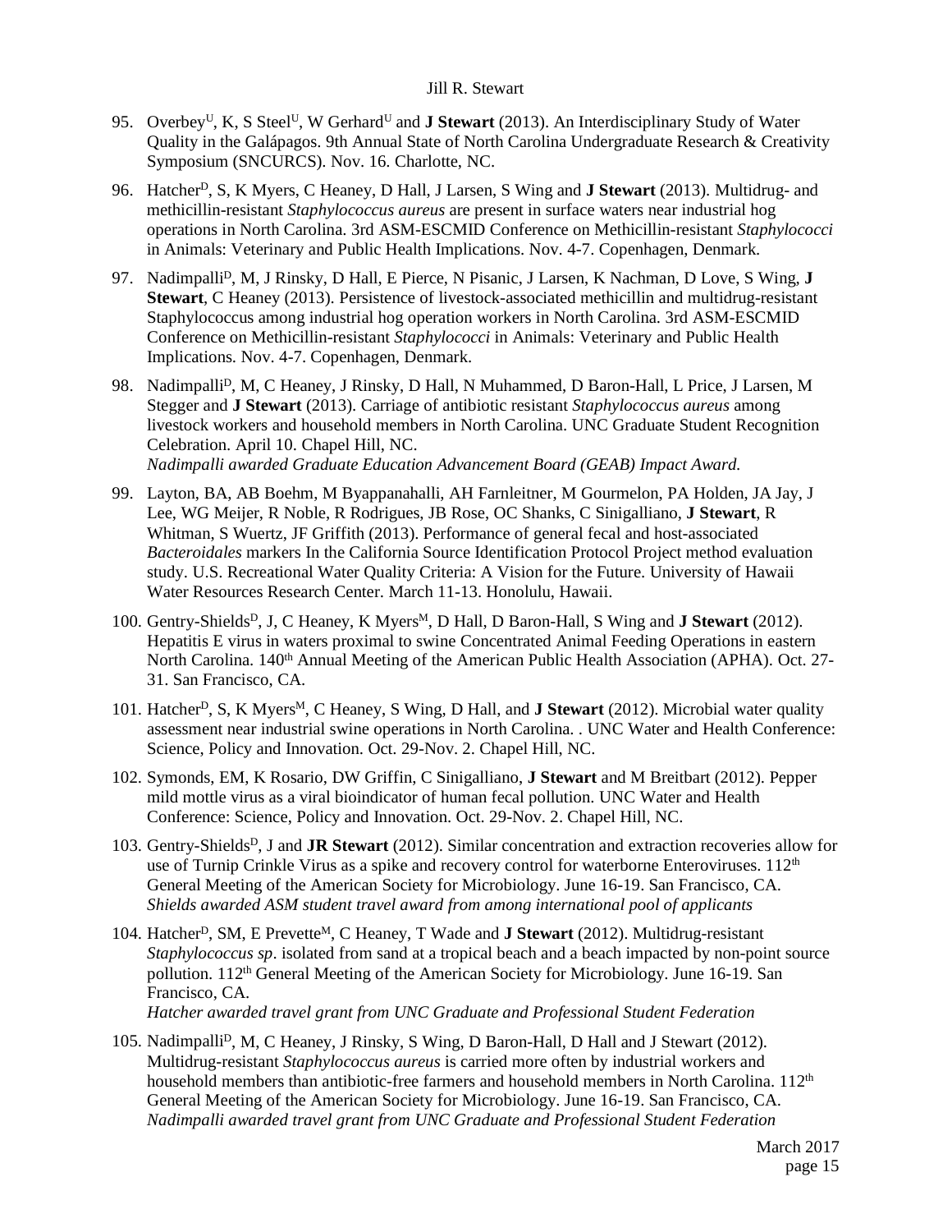95. Overbey[U], K, S Steel[U], W Gerhard[U] and **J Stewart** (2013). An Interdisciplinary Study of Water Quality in the Galápagos. 9th Annual State of North Carolina Undergraduate Research & Creativity Symposium (SNCURCS). Nov. 16. Charlotte, NC.

96. Hatcher[D], S, K Myers, C Heaney, D Hall, J Larsen, S Wing and **J Stewart** (2013). Multidrug- and methicillin-resistant *Staphylococcus aureus* are present in surface waters near industrial hog operations in North Carolina. 3rd ASM-ESCMID Conference on Methicillin-resistant *Staphylococci* in Animals: Veterinary and Public Health Implications. Nov. 4-7. Copenhagen, Denmark.

97. Nadimpalli[D], M, J Rinsky, D Hall, E Pierce, N Pisanic, J Larsen, K Nachman, D Love, S Wing, **J Stewart**, C Heaney (2013). Persistence of livestock-associated methicillin and multidrug-resistant Staphylococcus among industrial hog operation workers in North Carolina. 3rd ASM-ESCMID Conference on Methicillin-resistant *Staphylococci* in Animals: Veterinary and Public Health Implications. Nov. 4-7. Copenhagen, Denmark.

98. Nadimpalli[D], M, C Heaney, J Rinsky, D Hall, N Muhammed, D Baron-Hall, L Price, J Larsen, M Stegger and **J Stewart** (2013). Carriage of antibiotic resistant *Staphylococcus aureus* among livestock workers and household members in North Carolina. UNC Graduate Student Recognition Celebration. April 10. Chapel Hill, NC.
*Nadimpalli awarded Graduate Education Advancement Board (GEAB) Impact Award.*

99. Layton, BA, AB Boehm, M Byappanahalli, AH Farnleitner, M Gourmelon, PA Holden, JA Jay, J Lee, WG Meijer, R Noble, R Rodrigues, JB Rose, OC Shanks, C Sinigalliano, **J Stewart**, R Whitman, S Wuertz, JF Griffith (2013). Performance of general fecal and host-associated *Bacteroidales* markers In the California Source Identification Protocol Project method evaluation study. U.S. Recreational Water Quality Criteria: A Vision for the Future. University of Hawaii Water Resources Research Center. March 11-13. Honolulu, Hawaii.

100. Gentry-Shields[D], J, C Heaney, K Myers[M], D Hall, D Baron-Hall, S Wing and **J Stewart** (2012). Hepatitis E virus in waters proximal to swine Concentrated Animal Feeding Operations in eastern North Carolina. 140th Annual Meeting of the American Public Health Association (APHA). Oct. 27-31. San Francisco, CA.

101. Hatcher[D], S, K Myers[M], C Heaney, S Wing, D Hall, and **J Stewart** (2012). Microbial water quality assessment near industrial swine operations in North Carolina. . UNC Water and Health Conference: Science, Policy and Innovation. Oct. 29-Nov. 2. Chapel Hill, NC.

102. Symonds, EM, K Rosario, DW Griffin, C Sinigalliano, **J Stewart** and M Breitbart (2012). Pepper mild mottle virus as a viral bioindicator of human fecal pollution. UNC Water and Health Conference: Science, Policy and Innovation. Oct. 29-Nov. 2. Chapel Hill, NC.

103. Gentry-Shields[D], J and **JR Stewart** (2012). Similar concentration and extraction recoveries allow for use of Turnip Crinkle Virus as a spike and recovery control for waterborne Enteroviruses. 112th General Meeting of the American Society for Microbiology. June 16-19. San Francisco, CA.
*Shields awarded ASM student travel award from among international pool of applicants*

104. Hatcher[D], SM, E Prevette[M], C Heaney, T Wade and **J Stewart** (2012). Multidrug-resistant *Staphylococcus sp*. isolated from sand at a tropical beach and a beach impacted by non-point source pollution. 112th General Meeting of the American Society for Microbiology. June 16-19. San Francisco, CA.
*Hatcher awarded travel grant from UNC Graduate and Professional Student Federation*

105. Nadimpalli[D], M, C Heaney, J Rinsky, S Wing, D Baron-Hall, D Hall and J Stewart (2012). Multidrug-resistant *Staphylococcus aureus* is carried more often by industrial workers and household members than antibiotic-free farmers and household members in North Carolina. 112th General Meeting of the American Society for Microbiology. June 16-19. San Francisco, CA.
*Nadimpalli awarded travel grant from UNC Graduate and Professional Student Federation*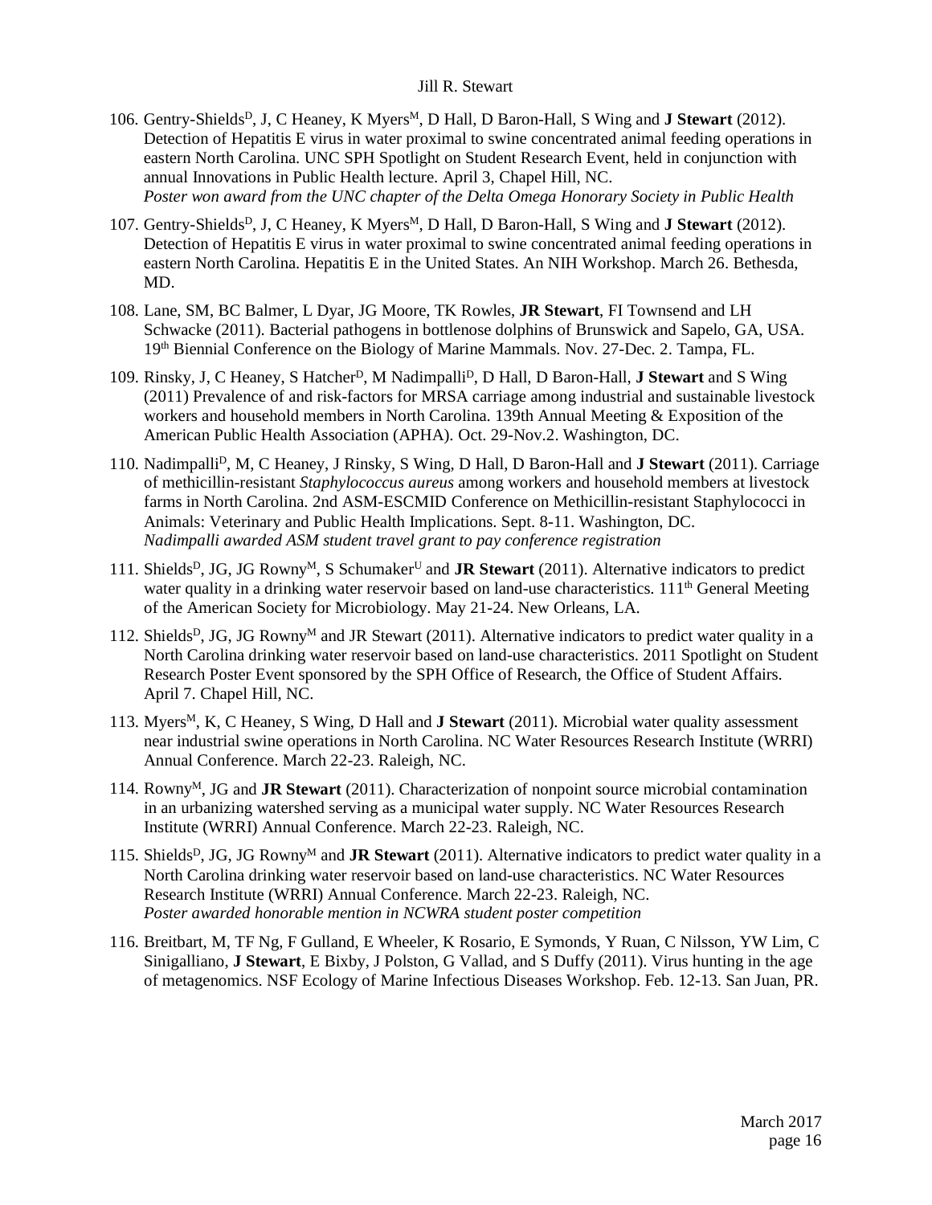106. Gentry-Shields[D], J, C Heaney, K Myers[M], D Hall, D Baron-Hall, S Wing and **J Stewart** (2012). Detection of Hepatitis E virus in water proximal to swine concentrated animal feeding operations in eastern North Carolina. UNC SPH Spotlight on Student Research Event, held in conjunction with annual Innovations in Public Health lecture. April 3, Chapel Hill, NC.
    *Poster won award from the UNC chapter of the Delta Omega Honorary Society in Public Health*

107. Gentry-Shields[D], J, C Heaney, K Myers[M], D Hall, D Baron-Hall, S Wing and **J Stewart** (2012). Detection of Hepatitis E virus in water proximal to swine concentrated animal feeding operations in eastern North Carolina. Hepatitis E in the United States. An NIH Workshop. March 26. Bethesda, MD.

108. Lane, SM, BC Balmer, L Dyar, JG Moore, TK Rowles, **JR Stewart**, FI Townsend and LH Schwacke (2011). Bacterial pathogens in bottlenose dolphins of Brunswick and Sapelo, GA, USA. 19th Biennial Conference on the Biology of Marine Mammals. Nov. 27-Dec. 2. Tampa, FL.

109. Rinsky, J, C Heaney, S Hatcher[D], M Nadimpalli[D], D Hall, D Baron-Hall, **J Stewart** and S Wing (2011) Prevalence of and risk-factors for MRSA carriage among industrial and sustainable livestock workers and household members in North Carolina. 139th Annual Meeting & Exposition of the American Public Health Association (APHA). Oct. 29-Nov.2. Washington, DC.

110. Nadimpalli[D], M, C Heaney, J Rinsky, S Wing, D Hall, D Baron-Hall and **J Stewart** (2011). Carriage of methicillin-resistant *Staphylococcus aureus* among workers and household members at livestock farms in North Carolina. 2nd ASM-ESCMID Conference on Methicillin-resistant Staphylococci in Animals: Veterinary and Public Health Implications. Sept. 8-11. Washington, DC.
    *Nadimpalli awarded ASM student travel grant to pay conference registration*

111. Shields[D], JG, JG Rowny[M], S Schumaker[U] and **JR Stewart** (2011). Alternative indicators to predict water quality in a drinking water reservoir based on land-use characteristics. 111th General Meeting of the American Society for Microbiology. May 21-24. New Orleans, LA.

112. Shields[D], JG, JG Rowny[M] and JR Stewart (2011). Alternative indicators to predict water quality in a North Carolina drinking water reservoir based on land-use characteristics. 2011 Spotlight on Student Research Poster Event sponsored by the SPH Office of Research, the Office of Student Affairs. April 7. Chapel Hill, NC.

113. Myers[M], K, C Heaney, S Wing, D Hall and **J Stewart** (2011). Microbial water quality assessment near industrial swine operations in North Carolina. NC Water Resources Research Institute (WRRI) Annual Conference. March 22-23. Raleigh, NC.

114. Rowny[M], JG and **JR Stewart** (2011). Characterization of nonpoint source microbial contamination in an urbanizing watershed serving as a municipal water supply. NC Water Resources Research Institute (WRRI) Annual Conference. March 22-23. Raleigh, NC.

115. Shields[D], JG, JG Rowny[M] and **JR Stewart** (2011). Alternative indicators to predict water quality in a North Carolina drinking water reservoir based on land-use characteristics. NC Water Resources Research Institute (WRRI) Annual Conference. March 22-23. Raleigh, NC.
    *Poster awarded honorable mention in NCWRA student poster competition*

116. Breitbart, M, TF Ng, F Gulland, E Wheeler, K Rosario, E Symonds, Y Ruan, C Nilsson, YW Lim, C Sinigalliano, **J Stewart**, E Bixby, J Polston, G Vallad, and S Duffy (2011). Virus hunting in the age of metagenomics. NSF Ecology of Marine Infectious Diseases Workshop. Feb. 12-13. San Juan, PR.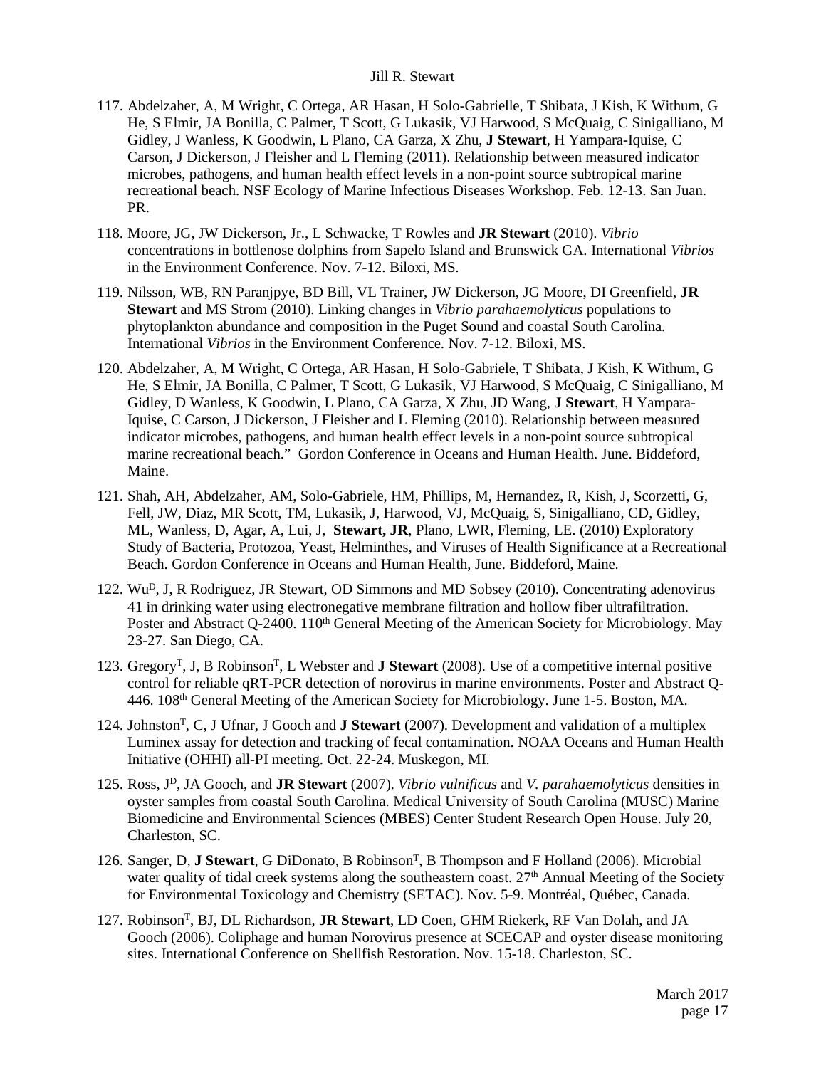117. Abdelzaher, A, M Wright, C Ortega, AR Hasan, H Solo-Gabrielle, T Shibata, J Kish, K Withum, G He, S Elmir, JA Bonilla, C Palmer, T Scott, G Lukasik, VJ Harwood, S McQuaig, C Sinigalliano, M Gidley, J Wanless, K Goodwin, L Plano, CA Garza, X Zhu, **J Stewart**, H Yampara-Iquise, C Carson, J Dickerson, J Fleisher and L Fleming (2011). Relationship between measured indicator microbes, pathogens, and human health effect levels in a non-point source subtropical marine recreational beach. NSF Ecology of Marine Infectious Diseases Workshop. Feb. 12-13. San Juan. PR.

118. Moore, JG, JW Dickerson, Jr., L Schwacke, T Rowles and **JR Stewart** (2010). *Vibrio* concentrations in bottlenose dolphins from Sapelo Island and Brunswick GA. International *Vibrios* in the Environment Conference. Nov. 7-12. Biloxi, MS.

119. Nilsson, WB, RN Paranjpye, BD Bill, VL Trainer, JW Dickerson, JG Moore, DI Greenfield, **JR Stewart** and MS Strom (2010). Linking changes in *Vibrio parahaemolyticus* populations to phytoplankton abundance and composition in the Puget Sound and coastal South Carolina. International *Vibrios* in the Environment Conference. Nov. 7-12. Biloxi, MS.

120. Abdelzaher, A, M Wright, C Ortega, AR Hasan, H Solo-Gabriele, T Shibata, J Kish, K Withum, G He, S Elmir, JA Bonilla, C Palmer, T Scott, G Lukasik, VJ Harwood, S McQuaig, C Sinigalliano, M Gidley, D Wanless, K Goodwin, L Plano, CA Garza, X Zhu, JD Wang, **J Stewart**, H Yampara-Iquise, C Carson, J Dickerson, J Fleisher and L Fleming (2010). Relationship between measured indicator microbes, pathogens, and human health effect levels in a non-point source subtropical marine recreational beach." Gordon Conference in Oceans and Human Health. June. Biddeford, Maine.

121. Shah, AH, Abdelzaher, AM, Solo-Gabriele, HM, Phillips, M, Hernandez, R, Kish, J, Scorzetti, G, Fell, JW, Diaz, MR Scott, TM, Lukasik, J, Harwood, VJ, McQuaig, S, Sinigalliano, CD, Gidley, ML, Wanless, D, Agar, A, Lui, J, **Stewart, JR**, Plano, LWR, Fleming, LE. (2010) Exploratory Study of Bacteria, Protozoa, Yeast, Helminthes, and Viruses of Health Significance at a Recreational Beach. Gordon Conference in Oceans and Human Health, June. Biddeford, Maine.

122. Wu[D], J, R Rodriguez, JR Stewart, OD Simmons and MD Sobsey (2010). Concentrating adenovirus 41 in drinking water using electronegative membrane filtration and hollow fiber ultrafiltration. Poster and Abstract Q-2400. 110th General Meeting of the American Society for Microbiology. May 23-27. San Diego, CA.

123. Gregory[T], J, B Robinson[T], L Webster and **J Stewart** (2008). Use of a competitive internal positive control for reliable qRT-PCR detection of norovirus in marine environments. Poster and Abstract Q-446. 108th General Meeting of the American Society for Microbiology. June 1-5. Boston, MA.

124. Johnston[T], C, J Ufnar, J Gooch and **J Stewart** (2007). Development and validation of a multiplex Luminex assay for detection and tracking of fecal contamination. NOAA Oceans and Human Health Initiative (OHHI) all-PI meeting. Oct. 22-24. Muskegon, MI.

125. Ross, J[D], JA Gooch, and **JR Stewart** (2007). *Vibrio vulnificus* and *V. parahaemolyticus* densities in oyster samples from coastal South Carolina. Medical University of South Carolina (MUSC) Marine Biomedicine and Environmental Sciences (MBES) Center Student Research Open House. July 20, Charleston, SC.

126. Sanger, D, **J Stewart**, G DiDonato, B Robinson[T], B Thompson and F Holland (2006). Microbial water quality of tidal creek systems along the southeastern coast. 27th Annual Meeting of the Society for Environmental Toxicology and Chemistry (SETAC). Nov. 5-9. Montréal, Québec, Canada.

127. Robinson[T], BJ, DL Richardson, **JR Stewart**, LD Coen, GHM Riekerk, RF Van Dolah, and JA Gooch (2006). Coliphage and human Norovirus presence at SCECAP and oyster disease monitoring sites. International Conference on Shellfish Restoration. Nov. 15-18. Charleston, SC.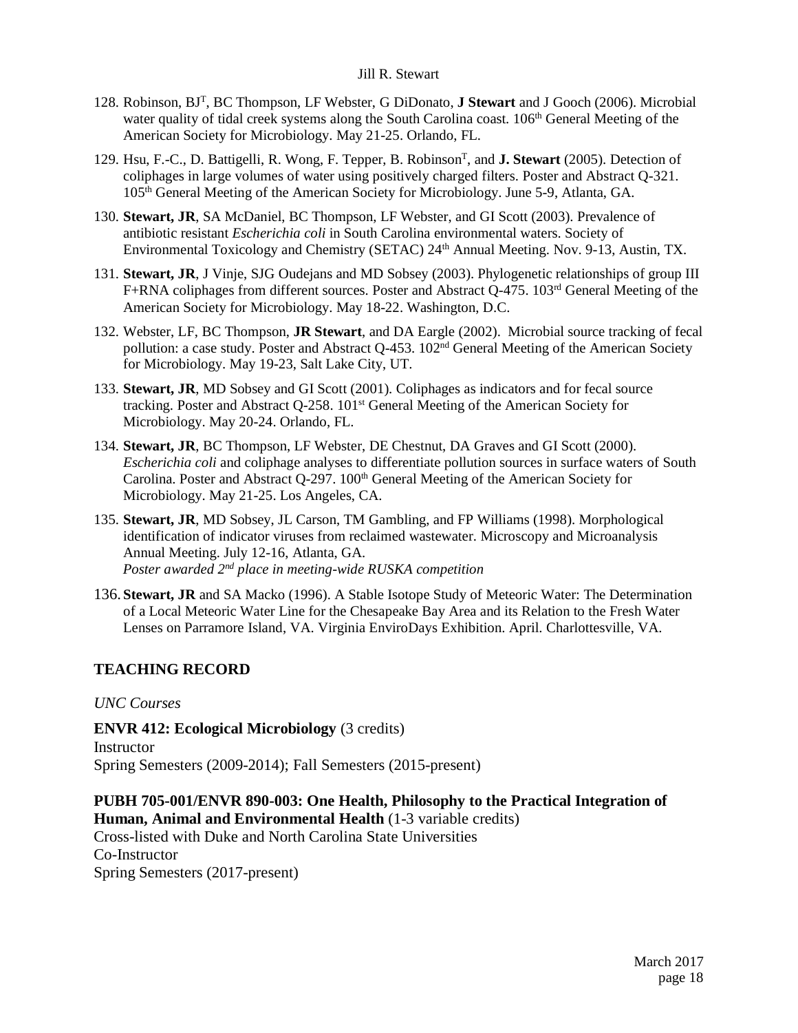128. Robinson, BJ[T], BC Thompson, LF Webster, G DiDonato, **J Stewart** and J Gooch (2006). Microbial water quality of tidal creek systems along the South Carolina coast. 106[th] General Meeting of the American Society for Microbiology. May 21-25. Orlando, FL.

129. Hsu, F.-C., D. Battigelli, R. Wong, F. Tepper, B. Robinson[T], and **J. Stewart** (2005). Detection of coliphages in large volumes of water using positively charged filters. Poster and Abstract Q-321. 105[th] General Meeting of the American Society for Microbiology. June 5-9, Atlanta, GA.

130. **Stewart, JR**, SA McDaniel, BC Thompson, LF Webster, and GI Scott (2003). Prevalence of antibiotic resistant *Escherichia coli* in South Carolina environmental waters. Society of Environmental Toxicology and Chemistry (SETAC) 24[th] Annual Meeting. Nov. 9-13, Austin, TX.

131. **Stewart, JR**, J Vinje, SJG Oudejans and MD Sobsey (2003). Phylogenetic relationships of group III F+RNA coliphages from different sources. Poster and Abstract Q-475. 103[rd] General Meeting of the American Society for Microbiology. May 18-22. Washington, D.C.

132. Webster, LF, BC Thompson, **JR Stewart**, and DA Eargle (2002). Microbial source tracking of fecal pollution: a case study. Poster and Abstract Q-453. 102[nd] General Meeting of the American Society for Microbiology. May 19-23, Salt Lake City, UT.

133. **Stewart, JR**, MD Sobsey and GI Scott (2001). Coliphages as indicators and for fecal source tracking. Poster and Abstract Q-258. 101[st] General Meeting of the American Society for Microbiology. May 20-24. Orlando, FL.

134. **Stewart, JR**, BC Thompson, LF Webster, DE Chestnut, DA Graves and GI Scott (2000). *Escherichia coli* and coliphage analyses to differentiate pollution sources in surface waters of South Carolina. Poster and Abstract Q-297. 100[th] General Meeting of the American Society for Microbiology. May 21-25. Los Angeles, CA.

135. **Stewart, JR**, MD Sobsey, JL Carson, TM Gambling, and FP Williams (1998). Morphological identification of indicator viruses from reclaimed wastewater. Microscopy and Microanalysis Annual Meeting. July 12-16, Atlanta, GA.
*Poster awarded 2[nd] place in meeting-wide RUSKA competition*

136. **Stewart, JR** and SA Macko (1996). A Stable Isotope Study of Meteoric Water: The Determination of a Local Meteoric Water Line for the Chesapeake Bay Area and its Relation to the Fresh Water Lenses on Parramore Island, VA. Virginia EnviroDays Exhibition. April. Charlottesville, VA.

## TEACHING RECORD

*UNC Courses*

**ENVR 412: Ecological Microbiology** (3 credits)
Instructor
Spring Semesters (2009-2014); Fall Semesters (2015-present)

**PUBH 705-001/ENVR 890-003: One Health, Philosophy to the Practical Integration of Human, Animal and Environmental Health** (1-3 variable credits)
Cross-listed with Duke and North Carolina State Universities
Co-Instructor
Spring Semesters (2017-present)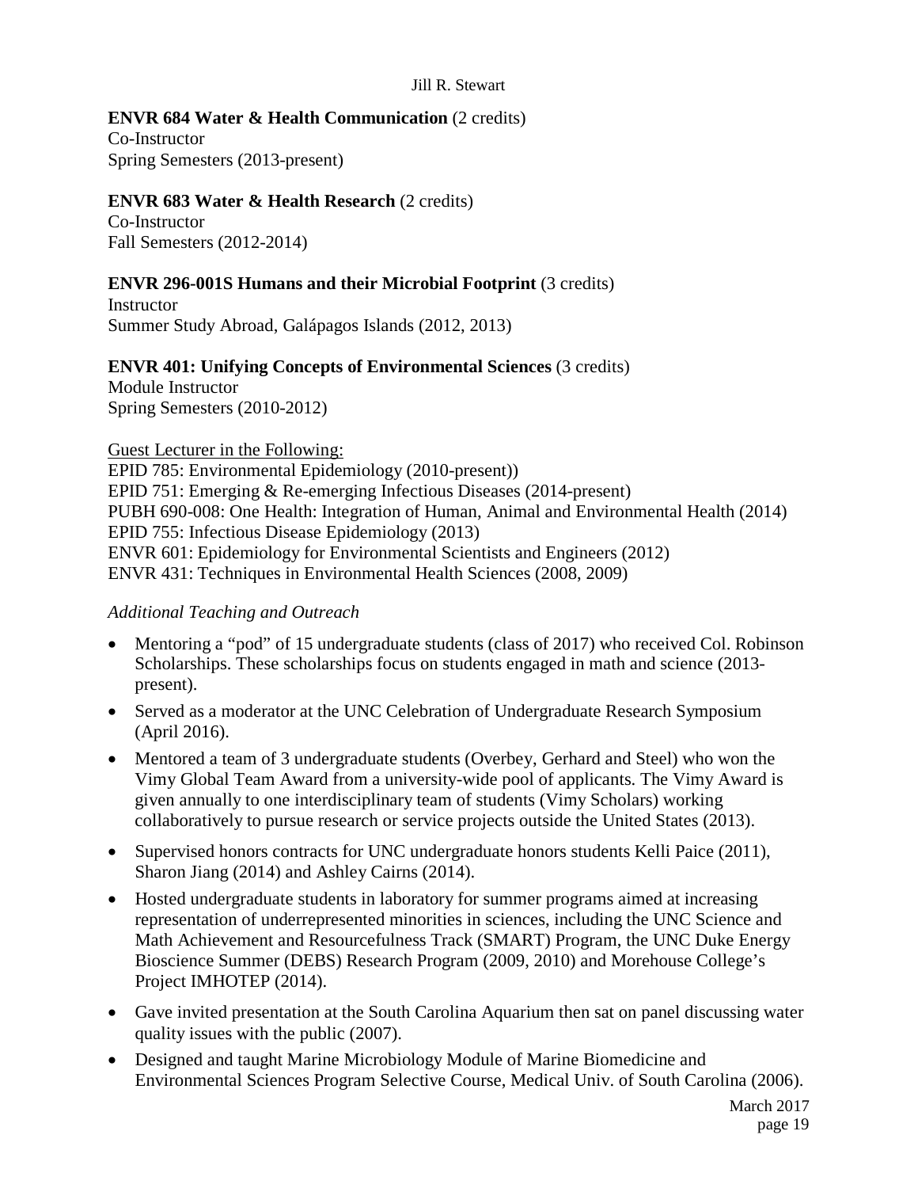**ENVR 684 Water & Health Communication** (2 credits)
Co-Instructor
Spring Semesters (2013-present)

**ENVR 683 Water & Health Research** (2 credits)
Co-Instructor
Fall Semesters (2012-2014)

**ENVR 296-001S Humans and their Microbial Footprint** (3 credits)
Instructor
Summer Study Abroad, Galápagos Islands (2012, 2013)

**ENVR 401: Unifying Concepts of Environmental Sciences** (3 credits)
Module Instructor
Spring Semesters (2010-2012)

Guest Lecturer in the Following:
EPID 785: Environmental Epidemiology (2010-present))
EPID 751: Emerging & Re-emerging Infectious Diseases (2014-present)
PUBH 690-008: One Health: Integration of Human, Animal and Environmental Health (2014)
EPID 755: Infectious Disease Epidemiology (2013)
ENVR 601: Epidemiology for Environmental Scientists and Engineers (2012)
ENVR 431: Techniques in Environmental Health Sciences (2008, 2009)

*Additional Teaching and Outreach*

- Mentoring a "pod" of 15 undergraduate students (class of 2017) who received Col. Robinson Scholarships. These scholarships focus on students engaged in math and science (2013-present).
- Served as a moderator at the UNC Celebration of Undergraduate Research Symposium (April 2016).
- Mentored a team of 3 undergraduate students (Overbey, Gerhard and Steel) who won the Vimy Global Team Award from a university-wide pool of applicants. The Vimy Award is given annually to one interdisciplinary team of students (Vimy Scholars) working collaboratively to pursue research or service projects outside the United States (2013).
- Supervised honors contracts for UNC undergraduate honors students Kelli Paice (2011), Sharon Jiang (2014) and Ashley Cairns (2014).
- Hosted undergraduate students in laboratory for summer programs aimed at increasing representation of underrepresented minorities in sciences, including the UNC Science and Math Achievement and Resourcefulness Track (SMART) Program, the UNC Duke Energy Bioscience Summer (DEBS) Research Program (2009, 2010) and Morehouse College's Project IMHOTEP (2014).
- Gave invited presentation at the South Carolina Aquarium then sat on panel discussing water quality issues with the public (2007).
- Designed and taught Marine Microbiology Module of Marine Biomedicine and Environmental Sciences Program Selective Course, Medical Univ. of South Carolina (2006).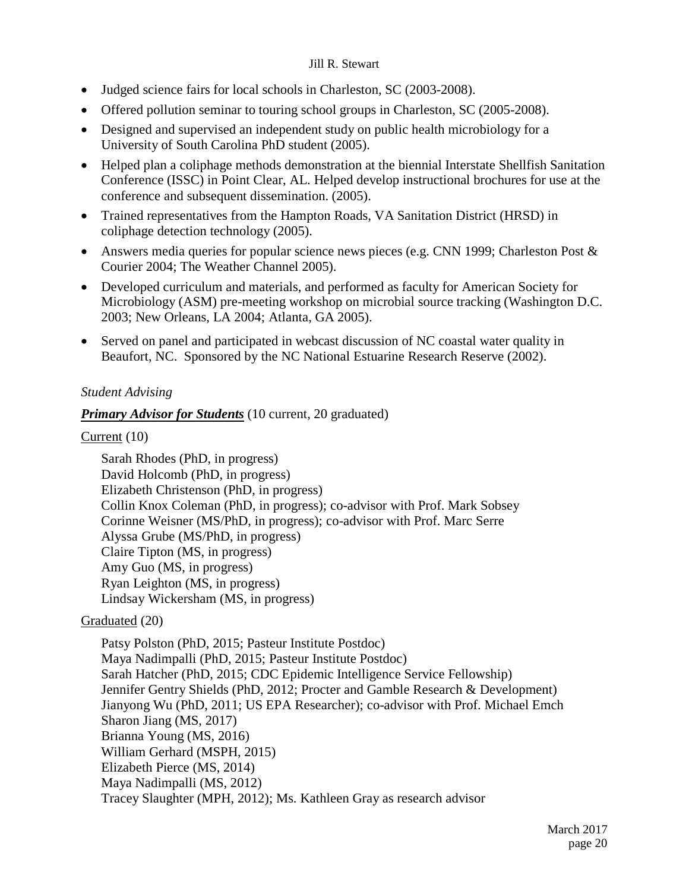- Judged science fairs for local schools in Charleston, SC (2003-2008).
- Offered pollution seminar to touring school groups in Charleston, SC (2005-2008).
- Designed and supervised an independent study on public health microbiology for a University of South Carolina PhD student (2005).
- Helped plan a coliphage methods demonstration at the biennial Interstate Shellfish Sanitation Conference (ISSC) in Point Clear, AL. Helped develop instructional brochures for use at the conference and subsequent dissemination. (2005).
- Trained representatives from the Hampton Roads, VA Sanitation District (HRSD) in coliphage detection technology (2005).
- Answers media queries for popular science news pieces (e.g. CNN 1999; Charleston Post & Courier 2004; The Weather Channel 2005).
- Developed curriculum and materials, and performed as faculty for American Society for Microbiology (ASM) pre-meeting workshop on microbial source tracking (Washington D.C. 2003; New Orleans, LA 2004; Atlanta, GA 2005).
- Served on panel and participated in webcast discussion of NC coastal water quality in Beaufort, NC. Sponsored by the NC National Estuarine Research Reserve (2002).

*Student Advising*

***Primary Advisor for Students*** (10 current, 20 graduated)

Current (10)

Sarah Rhodes (PhD, in progress)
David Holcomb (PhD, in progress)
Elizabeth Christenson (PhD, in progress)
Collin Knox Coleman (PhD, in progress); co-advisor with Prof. Mark Sobsey
Corinne Weisner (MS/PhD, in progress); co-advisor with Prof. Marc Serre
Alyssa Grube (MS/PhD, in progress)
Claire Tipton (MS, in progress)
Amy Guo (MS, in progress)
Ryan Leighton (MS, in progress)
Lindsay Wickersham (MS, in progress)

Graduated (20)

Patsy Polston (PhD, 2015; Pasteur Institute Postdoc)
Maya Nadimpalli (PhD, 2015; Pasteur Institute Postdoc)
Sarah Hatcher (PhD, 2015; CDC Epidemic Intelligence Service Fellowship)
Jennifer Gentry Shields (PhD, 2012; Procter and Gamble Research & Development)
Jianyong Wu (PhD, 2011; US EPA Researcher); co-advisor with Prof. Michael Emch
Sharon Jiang (MS, 2017)
Brianna Young (MS, 2016)
William Gerhard (MSPH, 2015)
Elizabeth Pierce (MS, 2014)
Maya Nadimpalli (MS, 2012)
Tracey Slaughter (MPH, 2012); Ms. Kathleen Gray as research advisor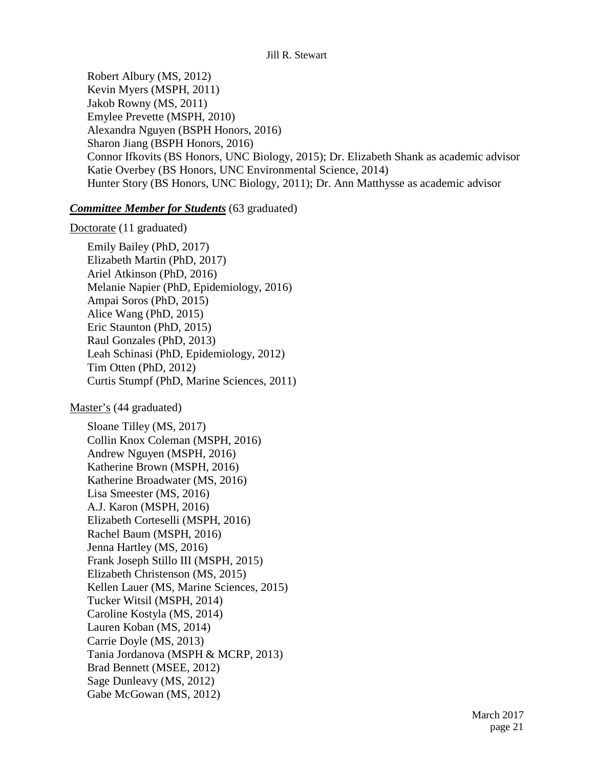Robert Albury (MS, 2012)
Kevin Myers (MSPH, 2011)
Jakob Rowny (MS, 2011)
Emylee Prevette (MSPH, 2010)
Alexandra Nguyen (BSPH Honors, 2016)
Sharon Jiang (BSPH Honors, 2016)
Connor Ifkovits (BS Honors, UNC Biology, 2015); Dr. Elizabeth Shank as academic advisor
Katie Overbey (BS Honors, UNC Environmental Science, 2014)
Hunter Story (BS Honors, UNC Biology, 2011); Dr. Ann Matthysse as academic advisor

***Committee Member for Students*** (63 graduated)

Doctorate (11 graduated)

Emily Bailey (PhD, 2017)
Elizabeth Martin (PhD, 2017)
Ariel Atkinson (PhD, 2016)
Melanie Napier (PhD, Epidemiology, 2016)
Ampai Soros (PhD, 2015)
Alice Wang (PhD, 2015)
Eric Staunton (PhD, 2015)
Raul Gonzales (PhD, 2013)
Leah Schinasi (PhD, Epidemiology, 2012)
Tim Otten (PhD, 2012)
Curtis Stumpf (PhD, Marine Sciences, 2011)

Master's (44 graduated)

Sloane Tilley (MS, 2017)
Collin Knox Coleman (MSPH, 2016)
Andrew Nguyen (MSPH, 2016)
Katherine Brown (MSPH, 2016)
Katherine Broadwater (MS, 2016)
Lisa Smeester (MS, 2016)
A.J. Karon (MSPH, 2016)
Elizabeth Corteselli (MSPH, 2016)
Rachel Baum (MSPH, 2016)
Jenna Hartley (MS, 2016)
Frank Joseph Stillo III (MSPH, 2015)
Elizabeth Christenson (MS, 2015)
Kellen Lauer (MS, Marine Sciences, 2015)
Tucker Witsil (MSPH, 2014)
Caroline Kostyla (MS, 2014)
Lauren Koban (MS, 2014)
Carrie Doyle (MS, 2013)
Tania Jordanova (MSPH & MCRP, 2013)
Brad Bennett (MSEE, 2012)
Sage Dunleavy (MS, 2012)
Gabe McGowan (MS, 2012)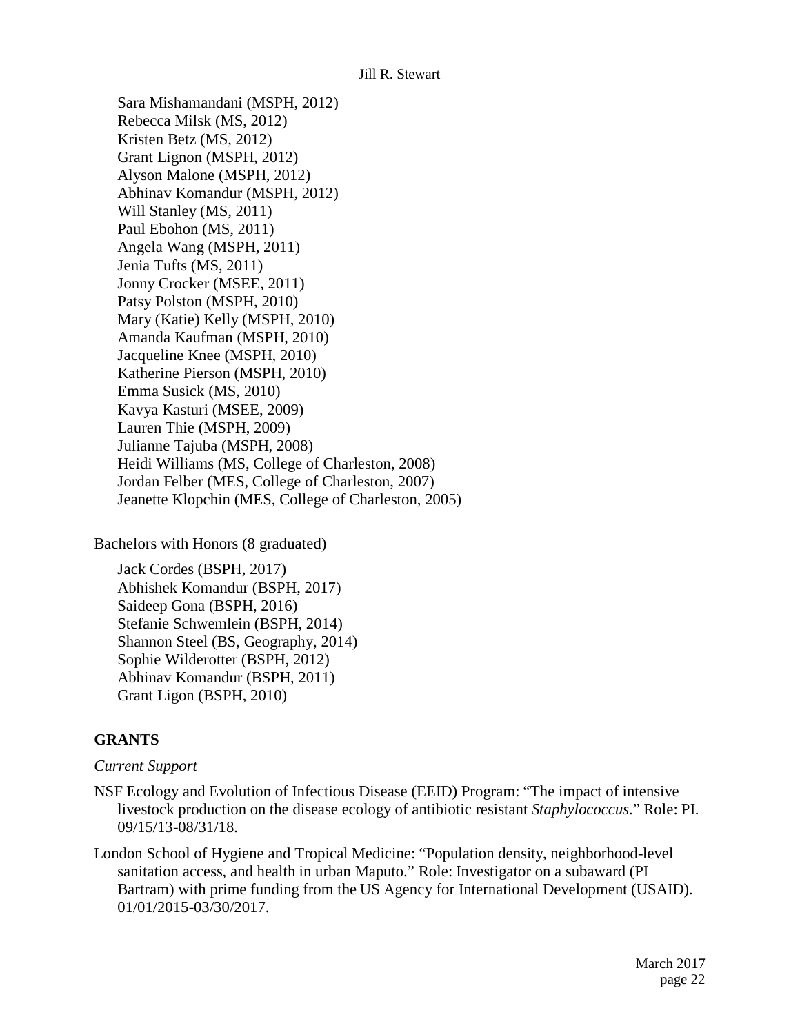Sara Mishamandani (MSPH, 2012)
Rebecca Milsk (MS, 2012)
Kristen Betz (MS, 2012)
Grant Lignon (MSPH, 2012)
Alyson Malone (MSPH, 2012)
Abhinav Komandur (MSPH, 2012)
Will Stanley (MS, 2011)
Paul Ebohon (MS, 2011)
Angela Wang (MSPH, 2011)
Jenia Tufts (MS, 2011)
Jonny Crocker (MSEE, 2011)
Patsy Polston (MSPH, 2010)
Mary (Katie) Kelly (MSPH, 2010)
Amanda Kaufman (MSPH, 2010)
Jacqueline Knee (MSPH, 2010)
Katherine Pierson (MSPH, 2010)
Emma Susick (MS, 2010)
Kavya Kasturi (MSEE, 2009)
Lauren Thie (MSPH, 2009)
Julianne Tajuba (MSPH, 2008)
Heidi Williams (MS, College of Charleston, 2008)
Jordan Felber (MES, College of Charleston, 2007)
Jeanette Klopchin (MES, College of Charleston, 2005)

<u>Bachelors with Honors</u> (8 graduated)

Jack Cordes (BSPH, 2017)
Abhishek Komandur (BSPH, 2017)
Saideep Gona (BSPH, 2016)
Stefanie Schwemlein (BSPH, 2014)
Shannon Steel (BS, Geography, 2014)
Sophie Wilderotter (BSPH, 2012)
Abhinav Komandur (BSPH, 2011)
Grant Ligon (BSPH, 2010)

## GRANTS

*Current Support*

NSF Ecology and Evolution of Infectious Disease (EEID) Program: "The impact of intensive livestock production on the disease ecology of antibiotic resistant *Staphylococcus*." Role: PI. 09/15/13-08/31/18.

London School of Hygiene and Tropical Medicine: "Population density, neighborhood-level sanitation access, and health in urban Maputo." Role: Investigator on a subaward (PI Bartram) with prime funding from the US Agency for International Development (USAID). 01/01/2015-03/30/2017.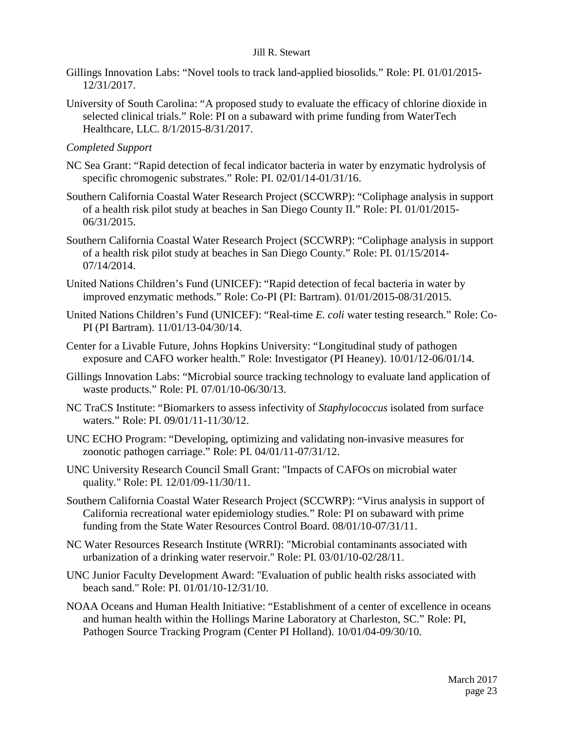Gillings Innovation Labs: "Novel tools to track land-applied biosolids." Role: PI. 01/01/2015-12/31/2017.

University of South Carolina: "A proposed study to evaluate the efficacy of chlorine dioxide in selected clinical trials." Role: PI on a subaward with prime funding from WaterTech Healthcare, LLC. 8/1/2015-8/31/2017.

*Completed Support*

NC Sea Grant: "Rapid detection of fecal indicator bacteria in water by enzymatic hydrolysis of specific chromogenic substrates." Role: PI. 02/01/14-01/31/16.

Southern California Coastal Water Research Project (SCCWRP): "Coliphage analysis in support of a health risk pilot study at beaches in San Diego County II." Role: PI. 01/01/2015-06/31/2015.

Southern California Coastal Water Research Project (SCCWRP): "Coliphage analysis in support of a health risk pilot study at beaches in San Diego County." Role: PI. 01/15/2014-07/14/2014.

United Nations Children's Fund (UNICEF): "Rapid detection of fecal bacteria in water by improved enzymatic methods." Role: Co-PI (PI: Bartram). 01/01/2015-08/31/2015.

United Nations Children's Fund (UNICEF): "Real-time *E. coli* water testing research." Role: Co-PI (PI Bartram). 11/01/13-04/30/14.

Center for a Livable Future, Johns Hopkins University: "Longitudinal study of pathogen exposure and CAFO worker health." Role: Investigator (PI Heaney). 10/01/12-06/01/14.

Gillings Innovation Labs: "Microbial source tracking technology to evaluate land application of waste products." Role: PI. 07/01/10-06/30/13.

NC TraCS Institute: "Biomarkers to assess infectivity of *Staphylococcus* isolated from surface waters." Role: PI. 09/01/11-11/30/12.

UNC ECHO Program: "Developing, optimizing and validating non-invasive measures for zoonotic pathogen carriage." Role: PI. 04/01/11-07/31/12.

UNC University Research Council Small Grant: "Impacts of CAFOs on microbial water quality." Role: PI. 12/01/09-11/30/11.

Southern California Coastal Water Research Project (SCCWRP): "Virus analysis in support of California recreational water epidemiology studies." Role: PI on subaward with prime funding from the State Water Resources Control Board. 08/01/10-07/31/11.

NC Water Resources Research Institute (WRRI): "Microbial contaminants associated with urbanization of a drinking water reservoir." Role: PI. 03/01/10-02/28/11.

UNC Junior Faculty Development Award: "Evaluation of public health risks associated with beach sand." Role: PI. 01/01/10-12/31/10.

NOAA Oceans and Human Health Initiative: "Establishment of a center of excellence in oceans and human health within the Hollings Marine Laboratory at Charleston, SC." Role: PI, Pathogen Source Tracking Program (Center PI Holland). 10/01/04-09/30/10.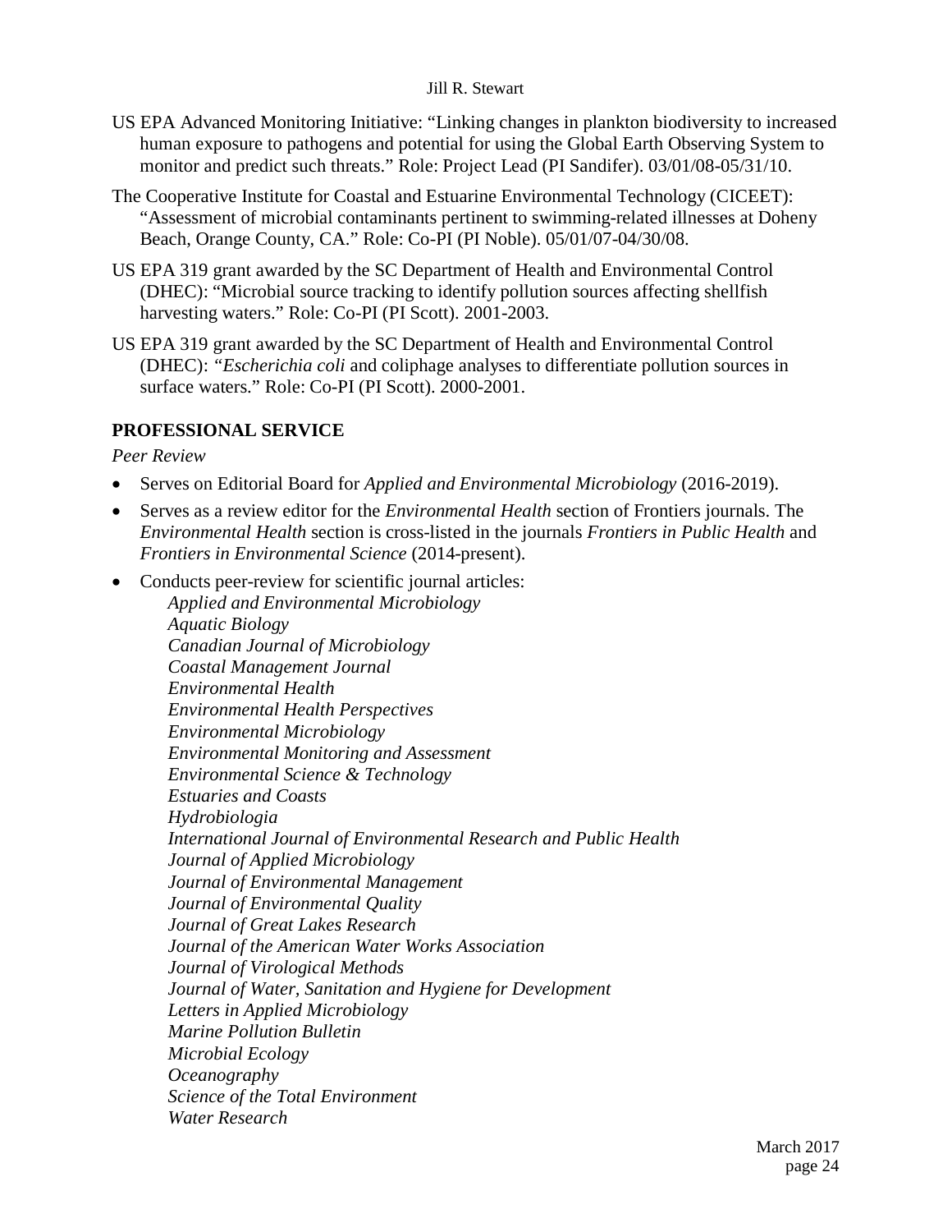US EPA Advanced Monitoring Initiative: "Linking changes in plankton biodiversity to increased human exposure to pathogens and potential for using the Global Earth Observing System to monitor and predict such threats." Role: Project Lead (PI Sandifer). 03/01/08-05/31/10.

The Cooperative Institute for Coastal and Estuarine Environmental Technology (CICEET): "Assessment of microbial contaminants pertinent to swimming-related illnesses at Doheny Beach, Orange County, CA." Role: Co-PI (PI Noble). 05/01/07-04/30/08.

US EPA 319 grant awarded by the SC Department of Health and Environmental Control (DHEC): "Microbial source tracking to identify pollution sources affecting shellfish harvesting waters." Role: Co-PI (PI Scott). 2001-2003.

US EPA 319 grant awarded by the SC Department of Health and Environmental Control (DHEC): "*Escherichia coli* and coliphage analyses to differentiate pollution sources in surface waters." Role: Co-PI (PI Scott). 2000-2001.

## PROFESSIONAL SERVICE

*Peer Review*

- Serves on Editorial Board for *Applied and Environmental Microbiology* (2016-2019).
- Serves as a review editor for the *Environmental Health* section of Frontiers journals. The *Environmental Health* section is cross-listed in the journals *Frontiers in Public Health* and *Frontiers in Environmental Science* (2014-present).
- Conducts peer-review for scientific journal articles:
  - *Applied and Environmental Microbiology*
  - *Aquatic Biology*
  - *Canadian Journal of Microbiology*
  - *Coastal Management Journal*
  - *Environmental Health*
  - *Environmental Health Perspectives*
  - *Environmental Microbiology*
  - *Environmental Monitoring and Assessment*
  - *Environmental Science & Technology*
  - *Estuaries and Coasts*
  - *Hydrobiologia*
  - *International Journal of Environmental Research and Public Health*
  - *Journal of Applied Microbiology*
  - *Journal of Environmental Management*
  - *Journal of Environmental Quality*
  - *Journal of Great Lakes Research*
  - *Journal of the American Water Works Association*
  - *Journal of Virological Methods*
  - *Journal of Water, Sanitation and Hygiene for Development*
  - *Letters in Applied Microbiology*
  - *Marine Pollution Bulletin*
  - *Microbial Ecology*
  - *Oceanography*
  - *Science of the Total Environment*
  - *Water Research*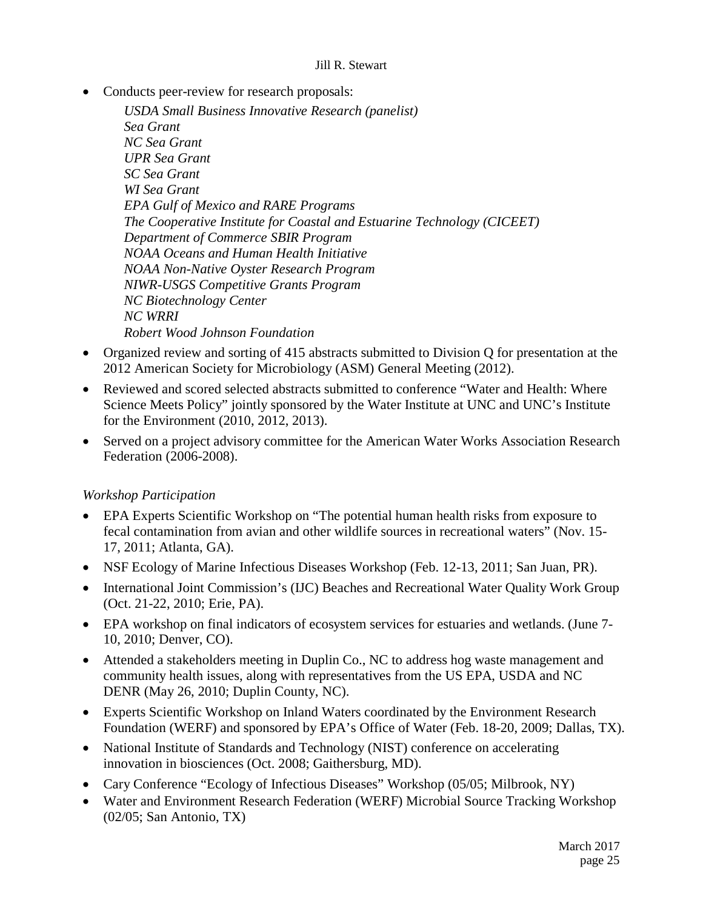- Conducts peer-review for research proposals:
  - *USDA Small Business Innovative Research (panelist)*
  - *Sea Grant*
  - *NC Sea Grant*
  - *UPR Sea Grant*
  - *SC Sea Grant*
  - *WI Sea Grant*
  - *EPA Gulf of Mexico and RARE Programs*
  - *The Cooperative Institute for Coastal and Estuarine Technology (CICEET)*
  - *Department of Commerce SBIR Program*
  - *NOAA Oceans and Human Health Initiative*
  - *NOAA Non-Native Oyster Research Program*
  - *NIWR-USGS Competitive Grants Program*
  - *NC Biotechnology Center*
  - *NC WRRI*
  - *Robert Wood Johnson Foundation*
- Organized review and sorting of 415 abstracts submitted to Division Q for presentation at the 2012 American Society for Microbiology (ASM) General Meeting (2012).
- Reviewed and scored selected abstracts submitted to conference "Water and Health: Where Science Meets Policy" jointly sponsored by the Water Institute at UNC and UNC's Institute for the Environment (2010, 2012, 2013).
- Served on a project advisory committee for the American Water Works Association Research Federation (2006-2008).

*Workshop Participation*

- EPA Experts Scientific Workshop on "The potential human health risks from exposure to fecal contamination from avian and other wildlife sources in recreational waters" (Nov. 15-17, 2011; Atlanta, GA).
- NSF Ecology of Marine Infectious Diseases Workshop (Feb. 12-13, 2011; San Juan, PR).
- International Joint Commission's (IJC) Beaches and Recreational Water Quality Work Group (Oct. 21-22, 2010; Erie, PA).
- EPA workshop on final indicators of ecosystem services for estuaries and wetlands. (June 7-10, 2010; Denver, CO).
- Attended a stakeholders meeting in Duplin Co., NC to address hog waste management and community health issues, along with representatives from the US EPA, USDA and NC DENR (May 26, 2010; Duplin County, NC).
- Experts Scientific Workshop on Inland Waters coordinated by the Environment Research Foundation (WERF) and sponsored by EPA's Office of Water (Feb. 18-20, 2009; Dallas, TX).
- National Institute of Standards and Technology (NIST) conference on accelerating innovation in biosciences (Oct. 2008; Gaithersburg, MD).
- Cary Conference "Ecology of Infectious Diseases" Workshop (05/05; Milbrook, NY)
- Water and Environment Research Federation (WERF) Microbial Source Tracking Workshop (02/05; San Antonio, TX)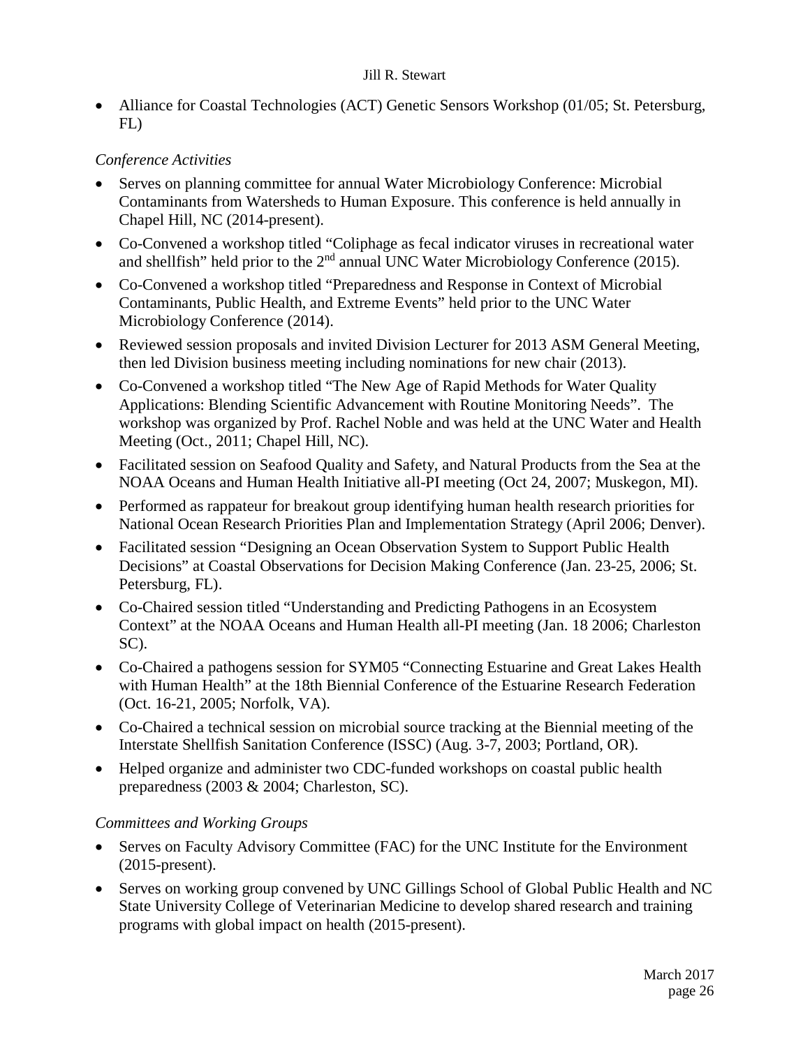- Alliance for Coastal Technologies (ACT) Genetic Sensors Workshop (01/05; St. Petersburg, FL)

*Conference Activities*

- Serves on planning committee for annual Water Microbiology Conference: Microbial Contaminants from Watersheds to Human Exposure. This conference is held annually in Chapel Hill, NC (2014-present).
- Co-Convened a workshop titled "Coliphage as fecal indicator viruses in recreational water and shellfish" held prior to the 2nd annual UNC Water Microbiology Conference (2015).
- Co-Convened a workshop titled "Preparedness and Response in Context of Microbial Contaminants, Public Health, and Extreme Events" held prior to the UNC Water Microbiology Conference (2014).
- Reviewed session proposals and invited Division Lecturer for 2013 ASM General Meeting, then led Division business meeting including nominations for new chair (2013).
- Co-Convened a workshop titled "The New Age of Rapid Methods for Water Quality Applications: Blending Scientific Advancement with Routine Monitoring Needs". The workshop was organized by Prof. Rachel Noble and was held at the UNC Water and Health Meeting (Oct., 2011; Chapel Hill, NC).
- Facilitated session on Seafood Quality and Safety, and Natural Products from the Sea at the NOAA Oceans and Human Health Initiative all-PI meeting (Oct 24, 2007; Muskegon, MI).
- Performed as rappateur for breakout group identifying human health research priorities for National Ocean Research Priorities Plan and Implementation Strategy (April 2006; Denver).
- Facilitated session "Designing an Ocean Observation System to Support Public Health Decisions" at Coastal Observations for Decision Making Conference (Jan. 23-25, 2006; St. Petersburg, FL).
- Co-Chaired session titled "Understanding and Predicting Pathogens in an Ecosystem Context" at the NOAA Oceans and Human Health all-PI meeting (Jan. 18 2006; Charleston SC).
- Co-Chaired a pathogens session for SYM05 "Connecting Estuarine and Great Lakes Health with Human Health" at the 18th Biennial Conference of the Estuarine Research Federation (Oct. 16-21, 2005; Norfolk, VA).
- Co-Chaired a technical session on microbial source tracking at the Biennial meeting of the Interstate Shellfish Sanitation Conference (ISSC) (Aug. 3-7, 2003; Portland, OR).
- Helped organize and administer two CDC-funded workshops on coastal public health preparedness (2003 & 2004; Charleston, SC).

*Committees and Working Groups*

- Serves on Faculty Advisory Committee (FAC) for the UNC Institute for the Environment (2015-present).
- Serves on working group convened by UNC Gillings School of Global Public Health and NC State University College of Veterinarian Medicine to develop shared research and training programs with global impact on health (2015-present).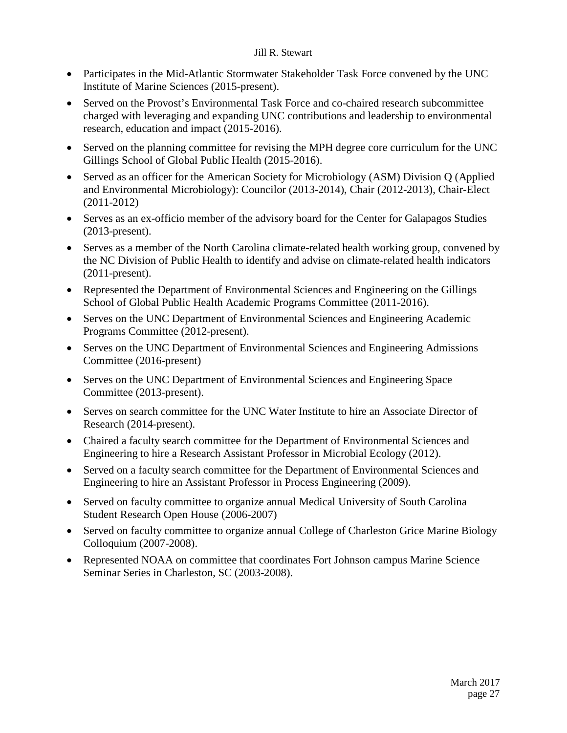- Participates in the Mid-Atlantic Stormwater Stakeholder Task Force convened by the UNC Institute of Marine Sciences (2015-present).
- Served on the Provost's Environmental Task Force and co-chaired research subcommittee charged with leveraging and expanding UNC contributions and leadership to environmental research, education and impact (2015-2016).
- Served on the planning committee for revising the MPH degree core curriculum for the UNC Gillings School of Global Public Health (2015-2016).
- Served as an officer for the American Society for Microbiology (ASM) Division Q (Applied and Environmental Microbiology): Councilor (2013-2014), Chair (2012-2013), Chair-Elect (2011-2012)
- Serves as an ex-officio member of the advisory board for the Center for Galapagos Studies (2013-present).
- Serves as a member of the North Carolina climate-related health working group, convened by the NC Division of Public Health to identify and advise on climate-related health indicators (2011-present).
- Represented the Department of Environmental Sciences and Engineering on the Gillings School of Global Public Health Academic Programs Committee (2011-2016).
- Serves on the UNC Department of Environmental Sciences and Engineering Academic Programs Committee (2012-present).
- Serves on the UNC Department of Environmental Sciences and Engineering Admissions Committee (2016-present)
- Serves on the UNC Department of Environmental Sciences and Engineering Space Committee (2013-present).
- Serves on search committee for the UNC Water Institute to hire an Associate Director of Research (2014-present).
- Chaired a faculty search committee for the Department of Environmental Sciences and Engineering to hire a Research Assistant Professor in Microbial Ecology (2012).
- Served on a faculty search committee for the Department of Environmental Sciences and Engineering to hire an Assistant Professor in Process Engineering (2009).
- Served on faculty committee to organize annual Medical University of South Carolina Student Research Open House (2006-2007)
- Served on faculty committee to organize annual College of Charleston Grice Marine Biology Colloquium (2007-2008).
- Represented NOAA on committee that coordinates Fort Johnson campus Marine Science Seminar Series in Charleston, SC (2003-2008).